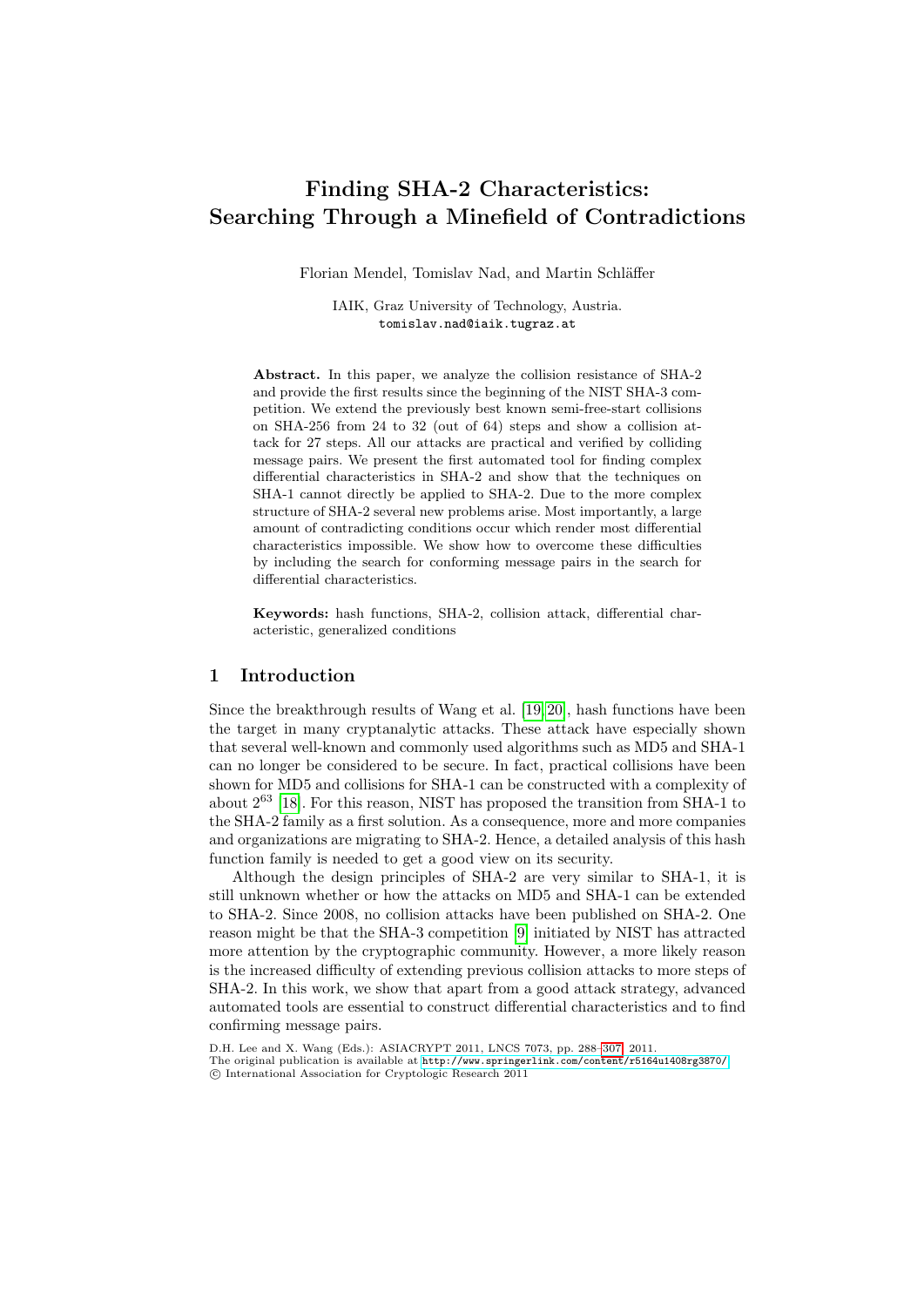# Finding SHA-2 Characteristics: Searching Through a Minefield of Contradictions

Florian Mendel, Tomislav Nad, and Martin Schläffer

IAIK, Graz University of Technology, Austria.
tomislav.nad@iaik.tugraz.at

**Abstract.** In this paper, we analyze the collision resistance of SHA-2 and provide the first results since the beginning of the NIST SHA-3 competition. We extend the previously best known semi-free-start collisions on SHA-256 from 24 to 32 (out of 64) steps and show a collision attack for 27 steps. All our attacks are practical and verified by colliding message pairs. We present the first automated tool for finding complex differential characteristics in SHA-2 and show that the techniques on SHA-1 cannot directly be applied to SHA-2. Due to the more complex structure of SHA-2 several new problems arise. Most importantly, a large amount of contradicting conditions occur which render most differential characteristics impossible. We show how to overcome these difficulties by including the search for conforming message pairs in the search for differential characteristics.

**Keywords:** hash functions, SHA-2, collision attack, differential characteristic, generalized conditions

## 1 Introduction

Since the breakthrough results of Wang et al. [19,20], hash functions have been the target in many cryptanalytic attacks. These attack have especially shown that several well-known and commonly used algorithms such as MD5 and SHA-1 can no longer be considered to be secure. In fact, practical collisions have been shown for MD5 and collisions for SHA-1 can be constructed with a complexity of about $2^{63}$ [18]. For this reason, NIST has proposed the transition from SHA-1 to the SHA-2 family as a first solution. As a consequence, more and more companies and organizations are migrating to SHA-2. Hence, a detailed analysis of this hash function family is needed to get a good view on its security.

Although the design principles of SHA-2 are very similar to SHA-1, it is still unknown whether or how the attacks on MD5 and SHA-1 can be extended to SHA-2. Since 2008, no collision attacks have been published on SHA-2. One reason might be that the SHA-3 competition [9] initiated by NIST has attracted more attention by the cryptographic community. However, a more likely reason is the increased difficulty of extending previous collision attacks to more steps of SHA-2. In this work, we show that apart from a good attack strategy, advanced automated tools are essential to construct differential characteristics and to find confirming message pairs.

D.H. Lee and X. Wang (Eds.): ASIACRYPT 2011, LNCS 7073, pp. 288–307, 2011.
The original publication is available at http://www.springerlink.com/content/r5164u1408rg3870/
© International Association for Cryptologic Research 2011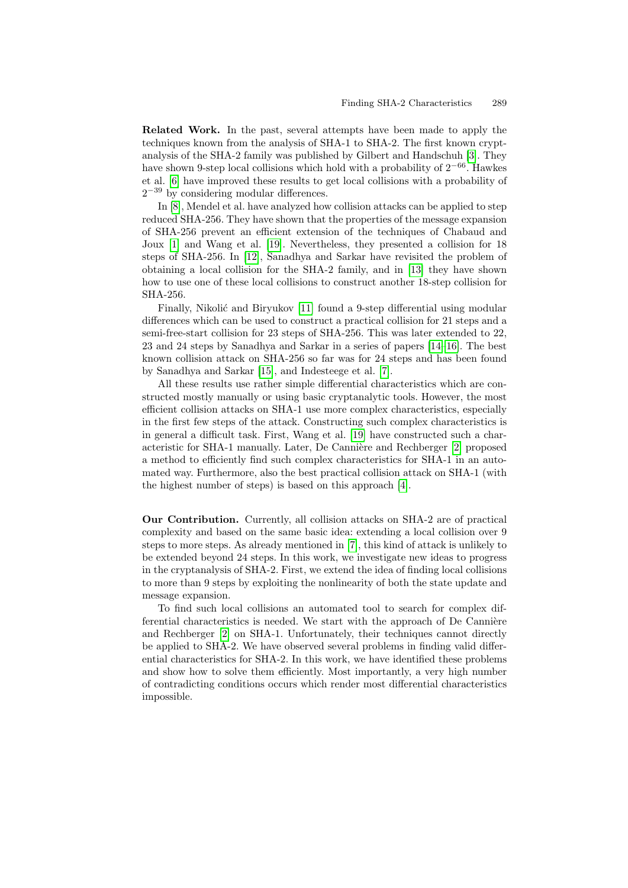**Related Work.** In the past, several attempts have been made to apply the techniques known from the analysis of SHA-1 to SHA-2. The first known cryptanalysis of the SHA-2 family was published by Gilbert and Handschuh [3]. They have shown 9-step local collisions which hold with a probability of $2^{-66}$. Hawkes et al. [6] have improved these results to get local collisions with a probability of $2^{-39}$ by considering modular differences.

In [8], Mendel et al. have analyzed how collision attacks can be applied to step reduced SHA-256. They have shown that the properties of the message expansion of SHA-256 prevent an efficient extension of the techniques of Chabaud and Joux [1] and Wang et al. [19]. Nevertheless, they presented a collision for 18 steps of SHA-256. In [12], Sanadhya and Sarkar have revisited the problem of obtaining a local collision for the SHA-2 family, and in [13] they have shown how to use one of these local collisions to construct another 18-step collision for SHA-256.

Finally, Nikolić and Biryukov [11] found a 9-step differential using modular differences which can be used to construct a practical collision for 21 steps and a semi-free-start collision for 23 steps of SHA-256. This was later extended to 22, 23 and 24 steps by Sanadhya and Sarkar in a series of papers [14–16]. The best known collision attack on SHA-256 so far was for 24 steps and has been found by Sanadhya and Sarkar [15], and Indesteege et al. [7].

All these results use rather simple differential characteristics which are constructed mostly manually or using basic cryptanalytic tools. However, the most efficient collision attacks on SHA-1 use more complex characteristics, especially in the first few steps of the attack. Constructing such complex characteristics is in general a difficult task. First, Wang et al. [19] have constructed such a characteristic for SHA-1 manually. Later, De Cannière and Rechberger [2] proposed a method to efficiently find such complex characteristics for SHA-1 in an automated way. Furthermore, also the best practical collision attack on SHA-1 (with the highest number of steps) is based on this approach [4].

**Our Contribution.** Currently, all collision attacks on SHA-2 are of practical complexity and based on the same basic idea: extending a local collision over 9 steps to more steps. As already mentioned in [7], this kind of attack is unlikely to be extended beyond 24 steps. In this work, we investigate new ideas to progress in the cryptanalysis of SHA-2. First, we extend the idea of finding local collisions to more than 9 steps by exploiting the nonlinearity of both the state update and message expansion.

To find such local collisions an automated tool to search for complex differential characteristics is needed. We start with the approach of De Cannière and Rechberger [2] on SHA-1. Unfortunately, their techniques cannot directly be applied to SHA-2. We have observed several problems in finding valid differential characteristics for SHA-2. In this work, we have identified these problems and show how to solve them efficiently. Most importantly, a very high number of contradicting conditions occurs which render most differential characteristics impossible.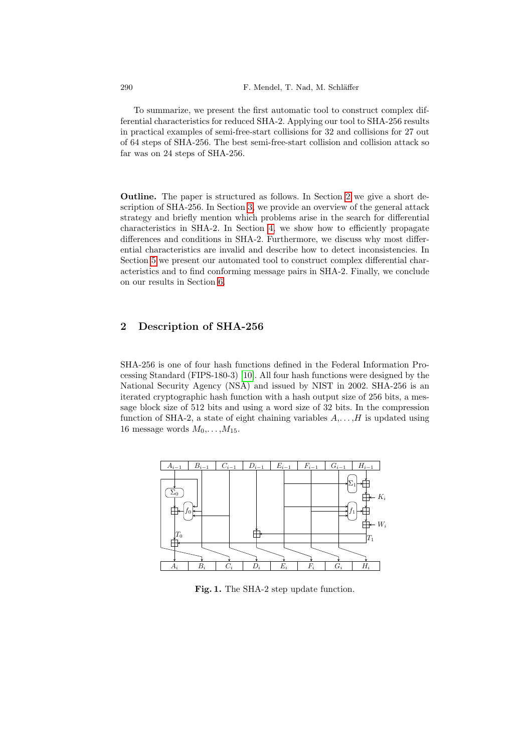To summarize, we present the first automatic tool to construct complex differential characteristics for reduced SHA-2. Applying our tool to SHA-256 results in practical examples of semi-free-start collisions for 32 and collisions for 27 out of 64 steps of SHA-256. The best semi-free-start collision and collision attack so far was on 24 steps of SHA-256.

**Outline.** The paper is structured as follows. In Section 2 we give a short description of SHA-256. In Section 3, we provide an overview of the general attack strategy and briefly mention which problems arise in the search for differential characteristics in SHA-2. In Section 4, we show how to efficiently propagate differences and conditions in SHA-2. Furthermore, we discuss why most differential characteristics are invalid and describe how to detect inconsistencies. In Section 5 we present our automated tool to construct complex differential characteristics and to find conforming message pairs in SHA-2. Finally, we conclude on our results in Section 6.

## 2 Description of SHA-256

SHA-256 is one of four hash functions defined in the Federal Information Processing Standard (FIPS-180-3) [10]. All four hash functions were designed by the National Security Agency (NSA) and issued by NIST in 2002. SHA-256 is an iterated cryptographic hash function with a hash output size of 256 bits, a message block size of 512 bits and using a word size of 32 bits. In the compression function of SHA-2, a state of eight chaining variables $A,\ldots,H$ is updated using 16 message words $M_0,\ldots,M_{15}$.

$A_{i-1}$ $B_{i-1}$ $C_{i-1}$ $D_{i-1}$ $E_{i-1}$ $F_{i-1}$ $G_{i-1}$ $H_{i-1}$
$\Sigma_0$ $f_0$ $T_0$ $\Sigma_1$ $f_1$ $K_i$ $W_i$ $T_1$
$A_i$ $B_i$ $C_i$ $D_i$ $E_i$ $F_i$ $G_i$ $H_i$

**Fig. 1.** The SHA-2 step update function.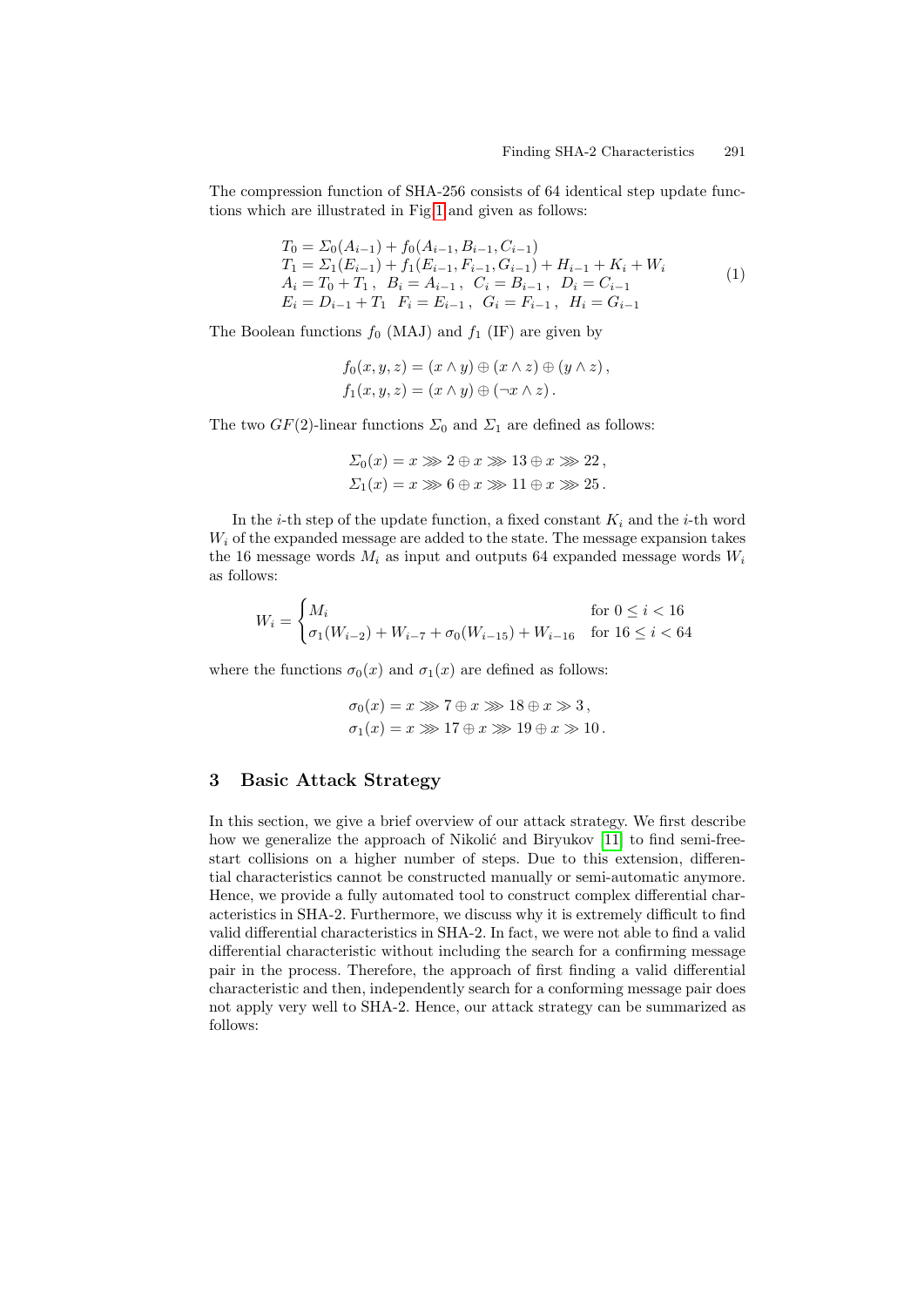The compression function of SHA-256 consists of 64 identical step update functions which are illustrated in Fig 1 and given as follows:

$$
\begin{array}{l}
T_0 = \Sigma_0(A_{i-1}) + f_0(A_{i-1}, B_{i-1}, C_{i-1}) \\
T_1 = \Sigma_1(E_{i-1}) + f_1(E_{i-1}, F_{i-1}, G_{i-1}) + H_{i-1} + K_i + W_i \\
A_i = T_0 + T_1\,, \quad B_i = A_{i-1}\,, \quad C_i = B_{i-1}\,, \quad D_i = C_{i-1} \\
E_i = D_{i-1} + T_1 \quad F_i = E_{i-1}\,, \quad G_i = F_{i-1}\,, \quad H_i = G_{i-1}
\end{array}
\tag{1}
$$

The Boolean functions $f_0$ (MAJ) and $f_1$ (IF) are given by

$$
\begin{aligned}
f_0(x, y, z) &= (x \wedge y) \oplus (x \wedge z) \oplus (y \wedge z)\,, \\
f_1(x, y, z) &= (x \wedge y) \oplus (\neg x \wedge z)\,.
\end{aligned}
$$

The two $GF(2)$-linear functions $\Sigma_0$ and $\Sigma_1$ are defined as follows:

$$
\begin{aligned}
\Sigma_0(x) &= x \ggg 2 \oplus x \ggg 13 \oplus x \ggg 22\,, \\
\Sigma_1(x) &= x \ggg 6 \oplus x \ggg 11 \oplus x \ggg 25\,.
\end{aligned}
$$

In the $i$-th step of the update function, a fixed constant $K_i$ and the $i$-th word $W_i$ of the expanded message are added to the state. The message expansion takes the 16 message words $M_i$ as input and outputs 64 expanded message words $W_i$ as follows:

$$
W_i = \begin{cases} M_i & \text{for } 0 \leq i < 16 \\ \sigma_1(W_{i-2}) + W_{i-7} + \sigma_0(W_{i-15}) + W_{i-16} & \text{for } 16 \leq i < 64 \end{cases}
$$

where the functions $\sigma_0(x)$ and $\sigma_1(x)$ are defined as follows:

$$
\begin{aligned}
\sigma_0(x) &= x \ggg 7 \oplus x \ggg 18 \oplus x \gg 3\,, \\
\sigma_1(x) &= x \ggg 17 \oplus x \ggg 19 \oplus x \gg 10\,.
\end{aligned}
$$

## 3 Basic Attack Strategy

In this section, we give a brief overview of our attack strategy. We first describe how we generalize the approach of Nikolić and Biryukov [11] to find semi-free-start collisions on a higher number of steps. Due to this extension, differential characteristics cannot be constructed manually or semi-automatic anymore. Hence, we provide a fully automated tool to construct complex differential characteristics in SHA-2. Furthermore, we discuss why it is extremely difficult to find valid differential characteristics in SHA-2. In fact, we were not able to find a valid differential characteristic without including the search for a confirming message pair in the process. Therefore, the approach of first finding a valid differential characteristic and then, independently search for a conforming message pair does not apply very well to SHA-2. Hence, our attack strategy can be summarized as follows: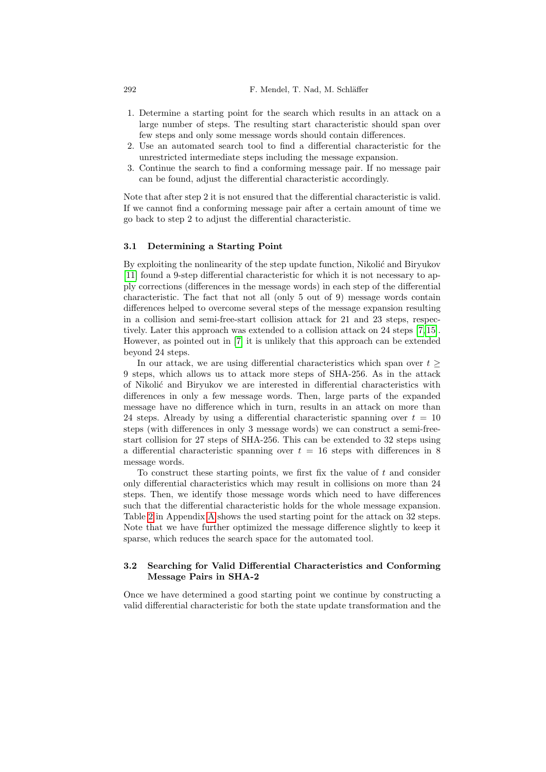1. Determine a starting point for the search which results in an attack on a large number of steps. The resulting start characteristic should span over few steps and only some message words should contain differences.
2. Use an automated search tool to find a differential characteristic for the unrestricted intermediate steps including the message expansion.
3. Continue the search to find a conforming message pair. If no message pair can be found, adjust the differential characteristic accordingly.

Note that after step 2 it is not ensured that the differential characteristic is valid. If we cannot find a conforming message pair after a certain amount of time we go back to step 2 to adjust the differential characteristic.

### 3.1 Determining a Starting Point

By exploiting the nonlinearity of the step update function, Nikolić and Biryukov [11] found a 9-step differential characteristic for which it is not necessary to apply corrections (differences in the message words) in each step of the differential characteristic. The fact that not all (only 5 out of 9) message words contain differences helped to overcome several steps of the message expansion resulting in a collision and semi-free-start collision attack for 21 and 23 steps, respectively. Later this approach was extended to a collision attack on 24 steps [7,15]. However, as pointed out in [7] it is unlikely that this approach can be extended beyond 24 steps.

In our attack, we are using differential characteristics which span over $t \geq 9$ steps, which allows us to attack more steps of SHA-256. As in the attack of Nikolić and Biryukov we are interested in differential characteristics with differences in only a few message words. Then, large parts of the expanded message have no difference which in turn, results in an attack on more than 24 steps. Already by using a differential characteristic spanning over $t = 10$ steps (with differences in only 3 message words) we can construct a semi-free-start collision for 27 steps of SHA-256. This can be extended to 32 steps using a differential characteristic spanning over $t = 16$ steps with differences in 8 message words.

To construct these starting points, we first fix the value of $t$ and consider only differential characteristics which may result in collisions on more than 24 steps. Then, we identify those message words which need to have differences such that the differential characteristic holds for the whole message expansion. Table 2 in Appendix A shows the used starting point for the attack on 32 steps. Note that we have further optimized the message difference slightly to keep it sparse, which reduces the search space for the automated tool.

### 3.2 Searching for Valid Differential Characteristics and Conforming Message Pairs in SHA-2

Once we have determined a good starting point we continue by constructing a valid differential characteristic for both the state update transformation and the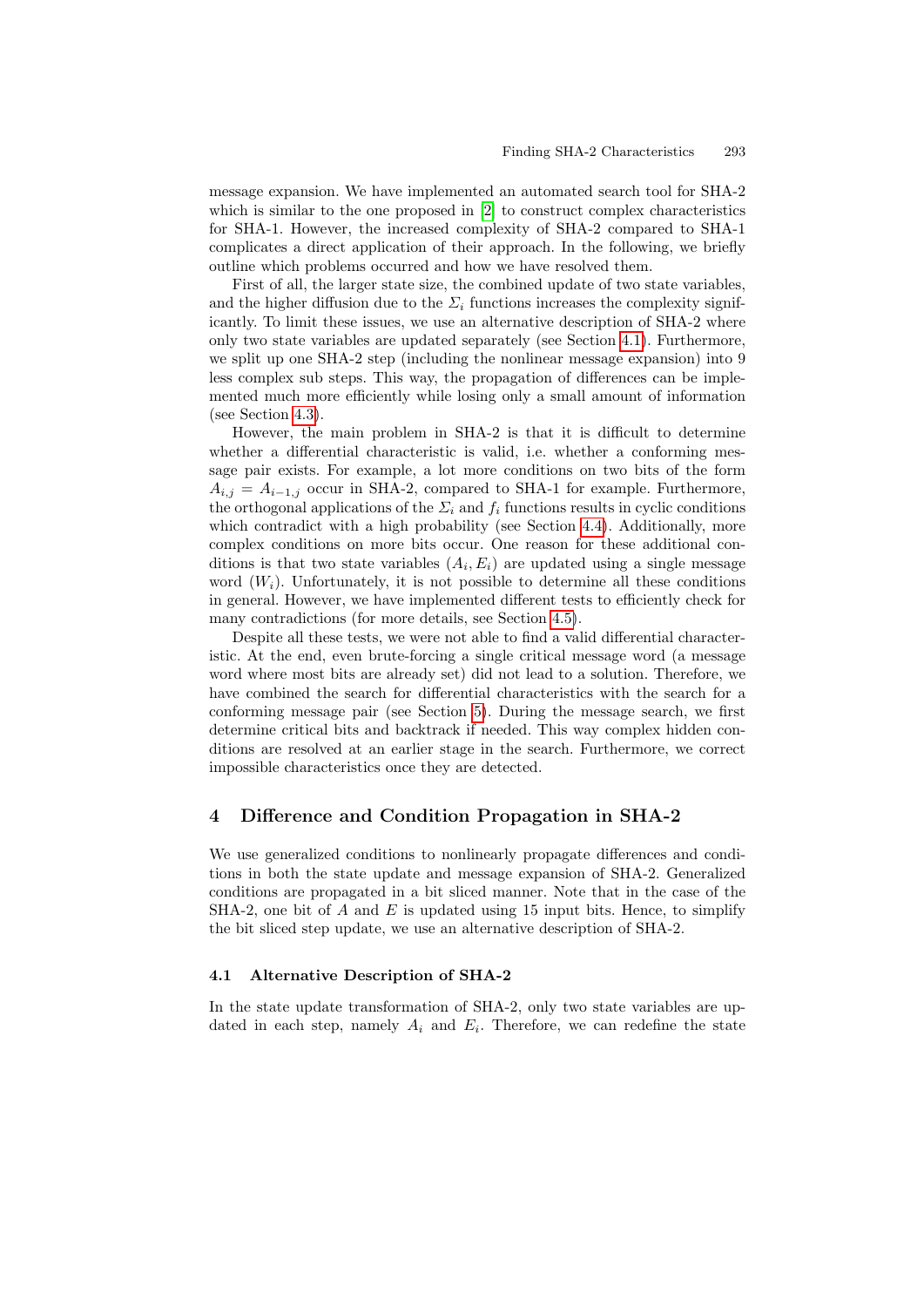message expansion. We have implemented an automated search tool for SHA-2 which is similar to the one proposed in [2] to construct complex characteristics for SHA-1. However, the increased complexity of SHA-2 compared to SHA-1 complicates a direct application of their approach. In the following, we briefly outline which problems occurred and how we have resolved them.

First of all, the larger state size, the combined update of two state variables, and the higher diffusion due to the $\Sigma_i$ functions increases the complexity significantly. To limit these issues, we use an alternative description of SHA-2 where only two state variables are updated separately (see Section 4.1). Furthermore, we split up one SHA-2 step (including the nonlinear message expansion) into 9 less complex sub steps. This way, the propagation of differences can be implemented much more efficiently while losing only a small amount of information (see Section 4.3).

However, the main problem in SHA-2 is that it is difficult to determine whether a differential characteristic is valid, i.e. whether a conforming message pair exists. For example, a lot more conditions on two bits of the form $A_{i,j} = A_{i-1,j}$ occur in SHA-2, compared to SHA-1 for example. Furthermore, the orthogonal applications of the $\Sigma_i$ and $f_i$ functions results in cyclic conditions which contradict with a high probability (see Section 4.4). Additionally, more complex conditions on more bits occur. One reason for these additional conditions is that two state variables $(A_i, E_i)$ are updated using a single message word $(W_i)$. Unfortunately, it is not possible to determine all these conditions in general. However, we have implemented different tests to efficiently check for many contradictions (for more details, see Section 4.5).

Despite all these tests, we were not able to find a valid differential characteristic. At the end, even brute-forcing a single critical message word (a message word where most bits are already set) did not lead to a solution. Therefore, we have combined the search for differential characteristics with the search for a conforming message pair (see Section 5). During the message search, we first determine critical bits and backtrack if needed. This way complex hidden conditions are resolved at an earlier stage in the search. Furthermore, we correct impossible characteristics once they are detected.

## 4 Difference and Condition Propagation in SHA-2

We use generalized conditions to nonlinearly propagate differences and conditions in both the state update and message expansion of SHA-2. Generalized conditions are propagated in a bit sliced manner. Note that in the case of the SHA-2, one bit of $A$ and $E$ is updated using 15 input bits. Hence, to simplify the bit sliced step update, we use an alternative description of SHA-2.

### 4.1 Alternative Description of SHA-2

In the state update transformation of SHA-2, only two state variables are updated in each step, namely $A_i$ and $E_i$. Therefore, we can redefine the state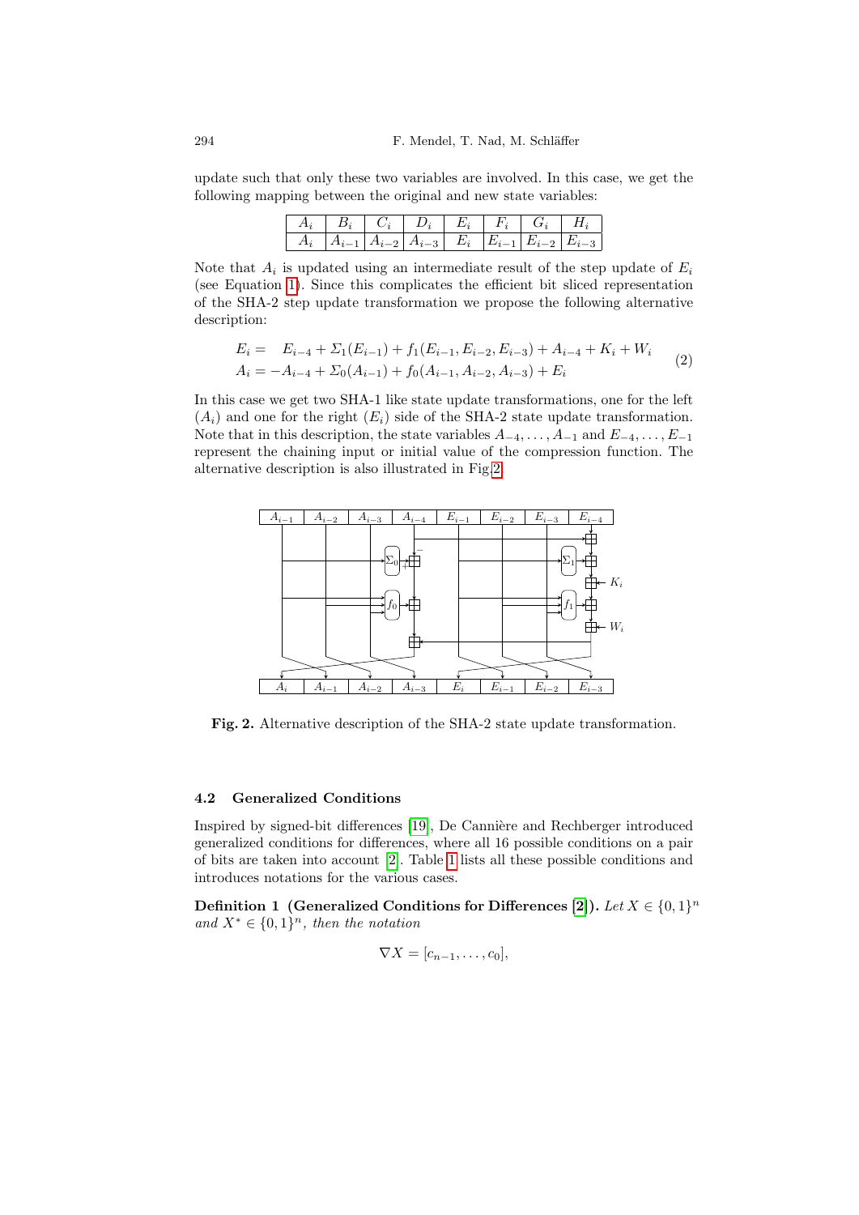update such that only these two variables are involved. In this case, we get the following mapping between the original and new state variables:

| $A_i$ | $B_i$ | $C_i$ | $D_i$ | $E_i$ | $F_i$ | $G_i$ | $H_i$ |
|---|---|---|---|---|---|---|---|
| $A_i$ | $A_{i-1}$ | $A_{i-2}$ | $A_{i-3}$ | $E_i$ | $E_{i-1}$ | $E_{i-2}$ | $E_{i-3}$ |

Note that $A_i$ is updated using an intermediate result of the step update of $E_i$ (see Equation 1). Since this complicates the efficient bit sliced representation of the SHA-2 step update transformation we propose the following alternative description:

$$\begin{aligned} E_i &= \quad E_{i-4} + \Sigma_1(E_{i-1}) + f_1(E_{i-1}, E_{i-2}, E_{i-3}) + A_{i-4} + K_i + W_i \\ A_i &= -A_{i-4} + \Sigma_0(A_{i-1}) + f_0(A_{i-1}, A_{i-2}, A_{i-3}) + E_i \end{aligned} \tag{2}$$

In this case we get two SHA-1 like state update transformations, one for the left ($A_i$) and one for the right ($E_i$) side of the SHA-2 state update transformation. Note that in this description, the state variables $A_{-4}, \ldots, A_{-1}$ and $E_{-4}, \ldots, E_{-1}$ represent the chaining input or initial value of the compression function. The alternative description is also illustrated in Fig.2.

**Fig. 2.** Alternative description of the SHA-2 state update transformation.

### 4.2 Generalized Conditions

Inspired by signed-bit differences [19], De Cannière and Rechberger introduced generalized conditions for differences, where all 16 possible conditions on a pair of bits are taken into account [2]. Table 1 lists all these possible conditions and introduces notations for the various cases.

**Definition 1 (Generalized Conditions for Differences [2]).** *Let $X \in \{0,1\}^n$ and $X^* \in \{0,1\}^n$, then the notation*

$$\nabla X = [c_{n-1}, \ldots, c_0],$$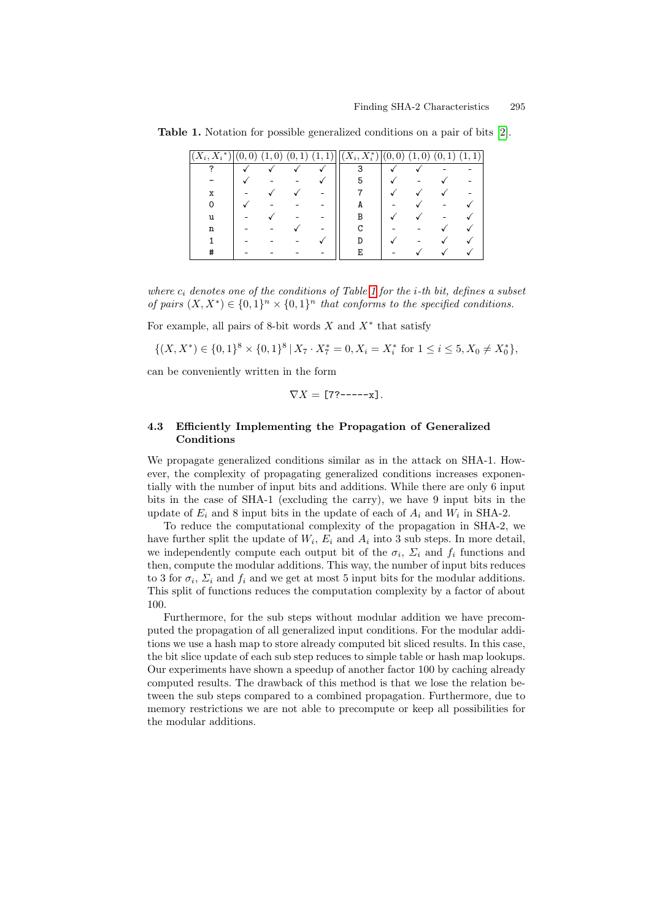**Table 1.** Notation for possible generalized conditions on a pair of bits [2].

| $(X_i, X_i^*)$ | $(0,0)$ | $(1,0)$ | $(0,1)$ | $(1,1)$ | $(X_i, X_i^*)$ | $(0,0)$ | $(1,0)$ | $(0,1)$ | $(1,1)$ |
|---|---|---|---|---|---|---|---|---|---|
| ? | ✓ | ✓ | ✓ | ✓ | 3 | ✓ | ✓ | - | - |
| - | ✓ | - | - | ✓ | 5 | ✓ | - | ✓ | - |
| x | - | ✓ | ✓ | - | 7 | ✓ | ✓ | ✓ | - |
| 0 | ✓ | - | - | - | A | - | ✓ | - | ✓ |
| u | - | ✓ | - | - | B | ✓ | ✓ | - | ✓ |
| n | - | - | ✓ | - | C | - | - | ✓ | ✓ |
| 1 | - | - | - | ✓ | D | ✓ | - | ✓ | ✓ |
| # | - | - | - | - | E | - | ✓ | ✓ | ✓ |

*where $c_i$ denotes one of the conditions of Table 1 for the i-th bit, defines a subset of pairs $(X, X^*) \in \{0,1\}^n \times \{0,1\}^n$ that conforms to the specified conditions.*

For example, all pairs of 8-bit words $X$ and $X^*$ that satisfy

$$\{(X, X^*) \in \{0,1\}^8 \times \{0,1\}^8 \mid X_7 \cdot X_7^* = 0, X_i = X_i^* \text{ for } 1 \leq i \leq 5, X_0 \neq X_0^*\},$$

can be conveniently written in the form

$$\nabla X = \texttt{[7?-----x]}.$$

### 4.3 Efficiently Implementing the Propagation of Generalized Conditions

We propagate generalized conditions similar as in the attack on SHA-1. However, the complexity of propagating generalized conditions increases exponentially with the number of input bits and additions. While there are only 6 input bits in the case of SHA-1 (excluding the carry), we have 9 input bits in the update of $E_i$ and 8 input bits in the update of each of $A_i$ and $W_i$ in SHA-2.

To reduce the computational complexity of the propagation in SHA-2, we have further split the update of $W_i$, $E_i$ and $A_i$ into 3 sub steps. In more detail, we independently compute each output bit of the $\sigma_i$, $\Sigma_i$ and $f_i$ functions and then, compute the modular additions. This way, the number of input bits reduces to 3 for $\sigma_i$, $\Sigma_i$ and $f_i$ and we get at most 5 input bits for the modular additions. This split of functions reduces the computation complexity by a factor of about 100.

Furthermore, for the sub steps without modular addition we have precomputed the propagation of all generalized input conditions. For the modular additions we use a hash map to store already computed bit sliced results. In this case, the bit slice update of each sub step reduces to simple table or hash map lookups. Our experiments have shown a speedup of another factor 100 by caching already computed results. The drawback of this method is that we lose the relation between the sub steps compared to a combined propagation. Furthermore, due to memory restrictions we are not able to precompute or keep all possibilities for the modular additions.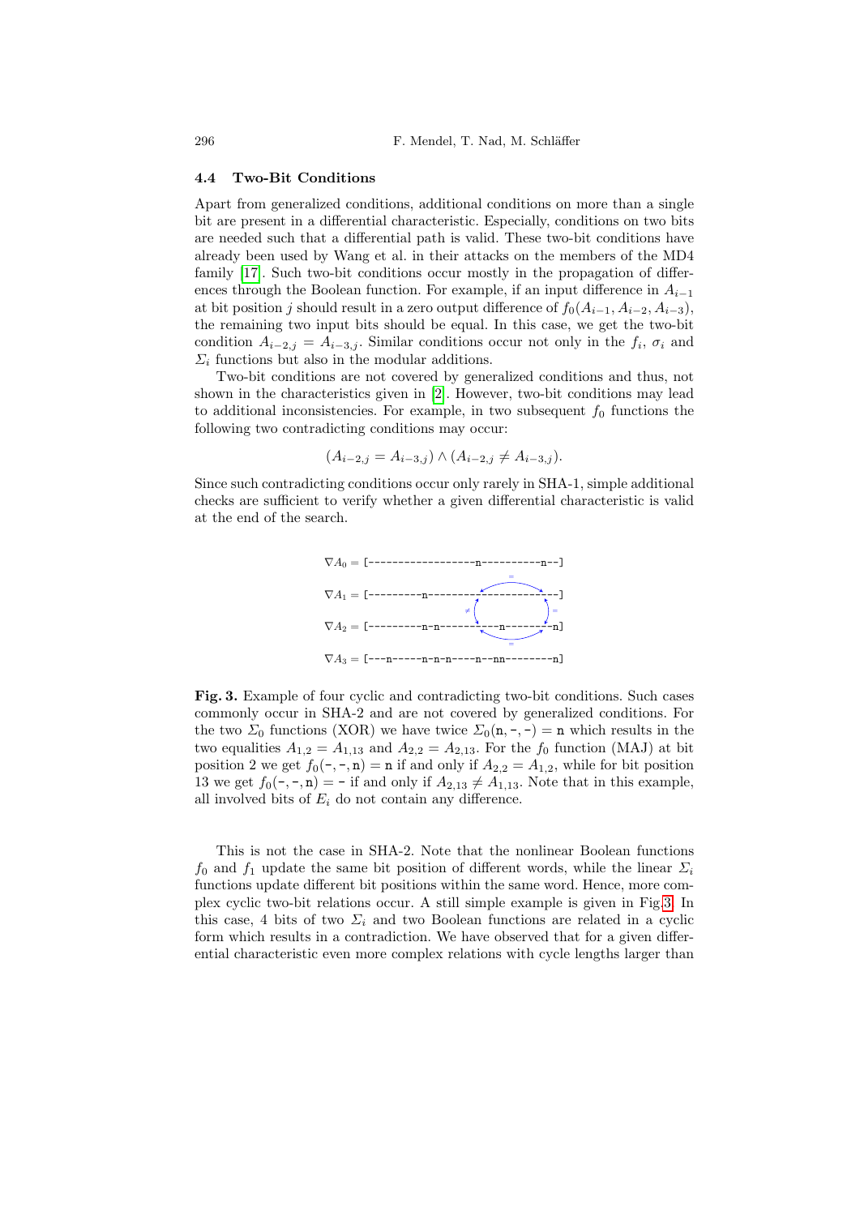### 4.4 Two-Bit Conditions

Apart from generalized conditions, additional conditions on more than a single bit are present in a differential characteristic. Especially, conditions on two bits are needed such that a differential path is valid. These two-bit conditions have already been used by Wang et al. in their attacks on the members of the MD4 family [17]. Such two-bit conditions occur mostly in the propagation of differences through the Boolean function. For example, if an input difference in $A_{i-1}$ at bit position $j$ should result in a zero output difference of $f_0(A_{i-1}, A_{i-2}, A_{i-3})$, the remaining two input bits should be equal. In this case, we get the two-bit condition $A_{i-2,j} = A_{i-3,j}$. Similar conditions occur not only in the $f_i$, $\sigma_i$ and $\Sigma_i$ functions but also in the modular additions.

Two-bit conditions are not covered by generalized conditions and thus, not shown in the characteristics given in [2]. However, two-bit conditions may lead to additional inconsistencies. For example, in two subsequent $f_0$ functions the following two contradicting conditions may occur:

$$(A_{i-2,j} = A_{i-3,j}) \wedge (A_{i-2,j} \neq A_{i-3,j}).$$

Since such contradicting conditions occur only rarely in SHA-1, simple additional checks are sufficient to verify whether a given differential characteristic is valid at the end of the search.

$\nabla A_0$ = [-----------------n----------n--]

$\nabla A_1$ = [---------n----------------------]

$\nabla A_2$ = [---------n-n----------n--------n]

$\nabla A_3$ = [---n-----n-n-n----n--nn--------n]

=

≠

=

=

**Fig. 3.** Example of four cyclic and contradicting two-bit conditions. Such cases commonly occur in SHA-2 and are not covered by generalized conditions. For the two $\Sigma_0$ functions (XOR) we have twice $\Sigma_0(\texttt{n},\texttt{-},\texttt{-}) = \texttt{n}$ which results in the two equalities $A_{1,2} = A_{1,13}$ and $A_{2,2} = A_{2,13}$. For the $f_0$ function (MAJ) at bit position 2 we get $f_0(\texttt{-},\texttt{-},\texttt{n}) = \texttt{n}$ if and only if $A_{2,2} = A_{1,2}$, while for bit position 13 we get $f_0(\texttt{-},\texttt{-},\texttt{n}) = \texttt{-}$ if and only if $A_{2,13} \neq A_{1,13}$. Note that in this example, all involved bits of $E_i$ do not contain any difference.

This is not the case in SHA-2. Note that the nonlinear Boolean functions $f_0$ and $f_1$ update the same bit position of different words, while the linear $\Sigma_i$ functions update different bit positions within the same word. Hence, more complex cyclic two-bit relations occur. A still simple example is given in Fig. 3. In this case, 4 bits of two $\Sigma_i$ and two Boolean functions are related in a cyclic form which results in a contradiction. We have observed that for a given differential characteristic even more complex relations with cycle lengths larger than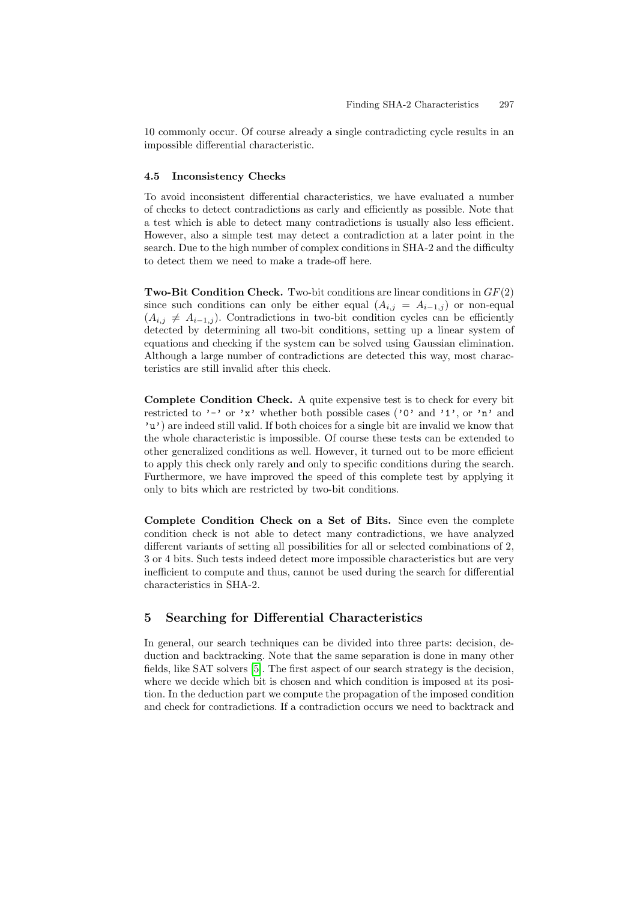10 commonly occur. Of course already a single contradicting cycle results in an impossible differential characteristic.

### 4.5 Inconsistency Checks

To avoid inconsistent differential characteristics, we have evaluated a number of checks to detect contradictions as early and efficiently as possible. Note that a test which is able to detect many contradictions is usually also less efficient. However, also a simple test may detect a contradiction at a later point in the search. Due to the high number of complex conditions in SHA-2 and the difficulty to detect them we need to make a trade-off here.

**Two-Bit Condition Check.** Two-bit conditions are linear conditions in $GF(2)$ since such conditions can only be either equal ($A_{i,j} = A_{i-1,j}$) or non-equal ($A_{i,j} \neq A_{i-1,j}$). Contradictions in two-bit condition cycles can be efficiently detected by determining all two-bit conditions, setting up a linear system of equations and checking if the system can be solved using Gaussian elimination. Although a large number of contradictions are detected this way, most characteristics are still invalid after this check.

**Complete Condition Check.** A quite expensive test is to check for every bit restricted to '-' or 'x' whether both possible cases ('0' and '1', or 'n' and 'u') are indeed still valid. If both choices for a single bit are invalid we know that the whole characteristic is impossible. Of course these tests can be extended to other generalized conditions as well. However, it turned out to be more efficient to apply this check only rarely and only to specific conditions during the search. Furthermore, we have improved the speed of this complete test by applying it only to bits which are restricted by two-bit conditions.

**Complete Condition Check on a Set of Bits.** Since even the complete condition check is not able to detect many contradictions, we have analyzed different variants of setting all possibilities for all or selected combinations of 2, 3 or 4 bits. Such tests indeed detect more impossible characteristics but are very inefficient to compute and thus, cannot be used during the search for differential characteristics in SHA-2.

## 5 Searching for Differential Characteristics

In general, our search techniques can be divided into three parts: decision, deduction and backtracking. Note that the same separation is done in many other fields, like SAT solvers [5]. The first aspect of our search strategy is the decision, where we decide which bit is chosen and which condition is imposed at its position. In the deduction part we compute the propagation of the imposed condition and check for contradictions. If a contradiction occurs we need to backtrack and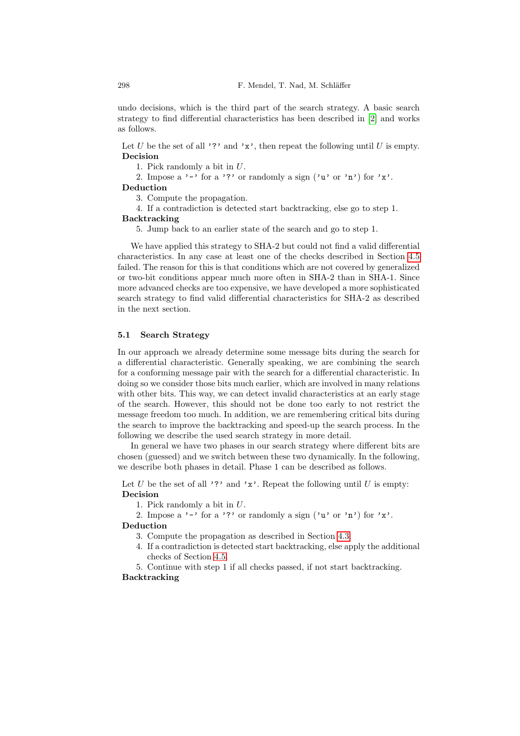undo decisions, which is the third part of the search strategy. A basic search strategy to find differential characteristics has been described in [2] and works as follows.

Let $U$ be the set of all '?' and 'x', then repeat the following until $U$ is empty.

**Decision**

1. Pick randomly a bit in $U$.
2. Impose a '-' for a '?' or randomly a sign ('u' or 'n') for 'x'.

**Deduction**

3. Compute the propagation.
4. If a contradiction is detected start backtracking, else go to step 1.

**Backtracking**

5. Jump back to an earlier state of the search and go to step 1.

We have applied this strategy to SHA-2 but could not find a valid differential characteristics. In any case at least one of the checks described in Section 4.5 failed. The reason for this is that conditions which are not covered by generalized or two-bit conditions appear much more often in SHA-2 than in SHA-1. Since more advanced checks are too expensive, we have developed a more sophisticated search strategy to find valid differential characteristics for SHA-2 as described in the next section.

### 5.1 Search Strategy

In our approach we already determine some message bits during the search for a differential characteristic. Generally speaking, we are combining the search for a conforming message pair with the search for a differential characteristic. In doing so we consider those bits much earlier, which are involved in many relations with other bits. This way, we can detect invalid characteristics at an early stage of the search. However, this should not be done too early to not restrict the message freedom too much. In addition, we are remembering critical bits during the search to improve the backtracking and speed-up the search process. In the following we describe the used search strategy in more detail.

In general we have two phases in our search strategy where different bits are chosen (guessed) and we switch between these two dynamically. In the following, we describe both phases in detail. Phase 1 can be described as follows.

Let $U$ be the set of all '?' and 'x'. Repeat the following until $U$ is empty:

**Decision**

1. Pick randomly a bit in $U$.
2. Impose a '-' for a '?' or randomly a sign ('u' or 'n') for 'x'.

**Deduction**

3. Compute the propagation as described in Section 4.3.
4. If a contradiction is detected start backtracking, else apply the additional checks of Section 4.5.
5. Continue with step 1 if all checks passed, if not start backtracking.

**Backtracking**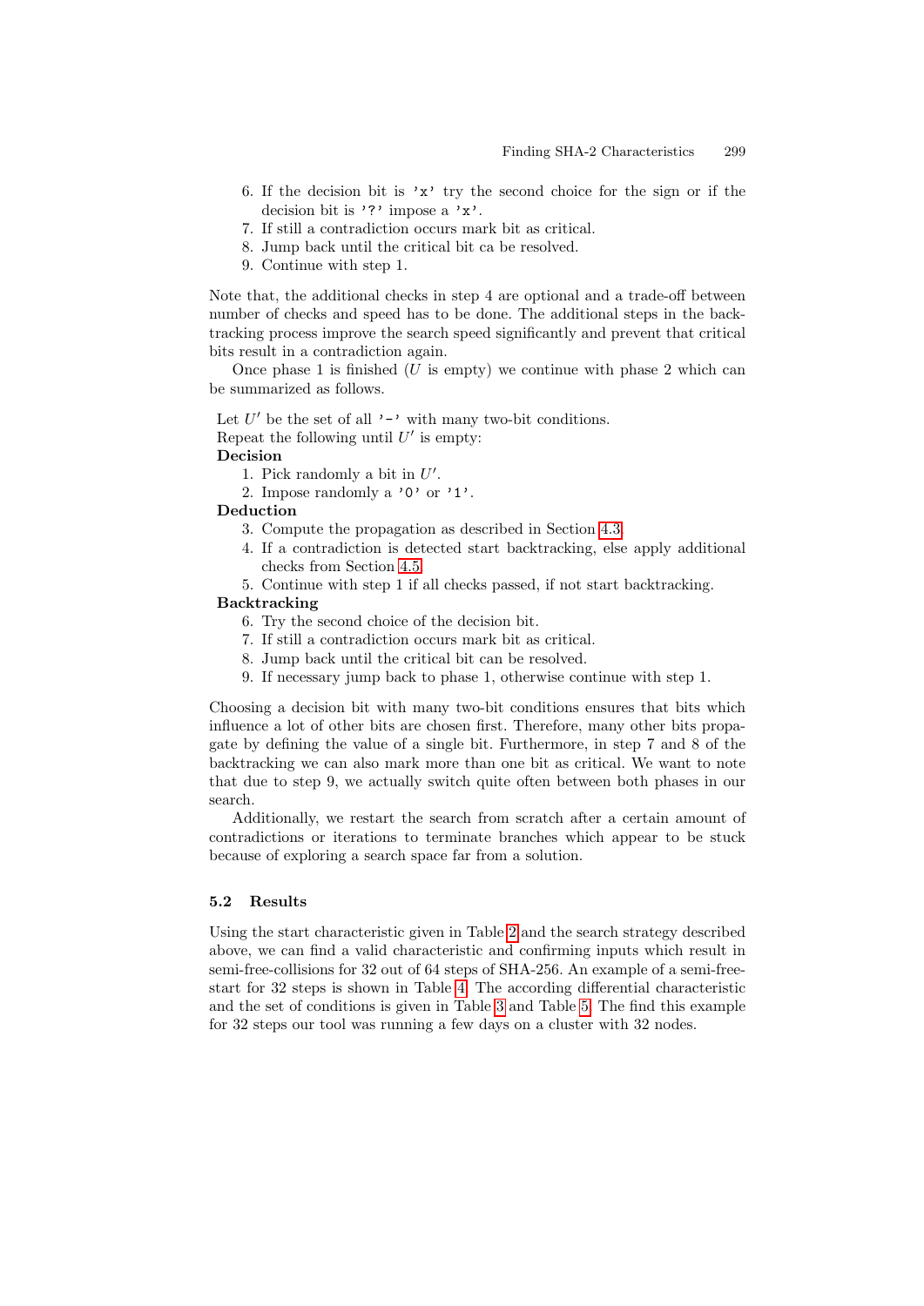6. If the decision bit is 'x' try the second choice for the sign or if the decision bit is '?' impose a 'x'.
7. If still a contradiction occurs mark bit as critical.
8. Jump back until the critical bit ca be resolved.
9. Continue with step 1.

Note that, the additional checks in step 4 are optional and a trade-off between number of checks and speed has to be done. The additional steps in the backtracking process improve the search speed significantly and prevent that critical bits result in a contradiction again.

Once phase 1 is finished ($U$ is empty) we continue with phase 2 which can be summarized as follows.

Let $U'$ be the set of all '-' with many two-bit conditions.
Repeat the following until $U'$ is empty:

**Decision**

1. Pick randomly a bit in $U'$.
2. Impose randomly a '0' or '1'.

**Deduction**

3. Compute the propagation as described in Section 4.3.
4. If a contradiction is detected start backtracking, else apply additional checks from Section 4.5.
5. Continue with step 1 if all checks passed, if not start backtracking.

**Backtracking**

6. Try the second choice of the decision bit.
7. If still a contradiction occurs mark bit as critical.
8. Jump back until the critical bit can be resolved.
9. If necessary jump back to phase 1, otherwise continue with step 1.

Choosing a decision bit with many two-bit conditions ensures that bits which influence a lot of other bits are chosen first. Therefore, many other bits propagate by defining the value of a single bit. Furthermore, in step 7 and 8 of the backtracking we can also mark more than one bit as critical. We want to note that due to step 9, we actually switch quite often between both phases in our search.

Additionally, we restart the search from scratch after a certain amount of contradictions or iterations to terminate branches which appear to be stuck because of exploring a search space far from a solution.

### 5.2 Results

Using the start characteristic given in Table 2 and the search strategy described above, we can find a valid characteristic and confirming inputs which result in semi-free-collisions for 32 out of 64 steps of SHA-256. An example of a semi-free-start for 32 steps is shown in Table 4. The according differential characteristic and the set of conditions is given in Table 3 and Table 5. The find this example for 32 steps our tool was running a few days on a cluster with 32 nodes.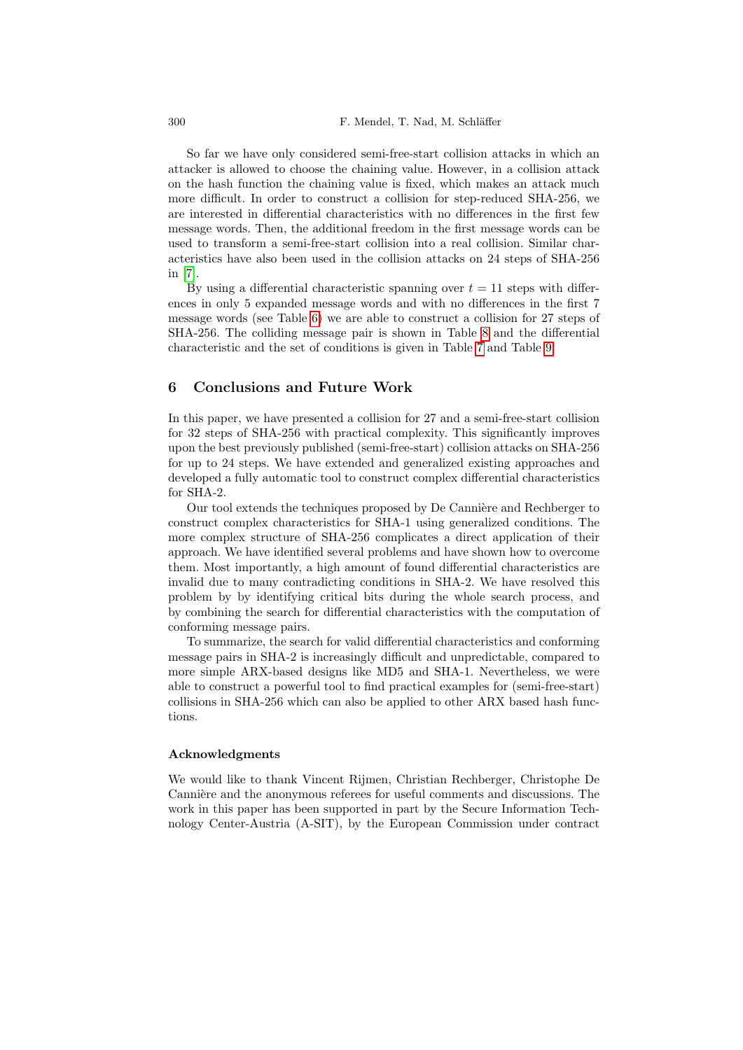So far we have only considered semi-free-start collision attacks in which an attacker is allowed to choose the chaining value. However, in a collision attack on the hash function the chaining value is fixed, which makes an attack much more difficult. In order to construct a collision for step-reduced SHA-256, we are interested in differential characteristics with no differences in the first few message words. Then, the additional freedom in the first message words can be used to transform a semi-free-start collision into a real collision. Similar characteristics have also been used in the collision attacks on 24 steps of SHA-256 in [7].

By using a differential characteristic spanning over $t = 11$ steps with differences in only 5 expanded message words and with no differences in the first 7 message words (see Table 6) we are able to construct a collision for 27 steps of SHA-256. The colliding message pair is shown in Table 8 and the differential characteristic and the set of conditions is given in Table 7 and Table 9.

## 6 Conclusions and Future Work

In this paper, we have presented a collision for 27 and a semi-free-start collision for 32 steps of SHA-256 with practical complexity. This significantly improves upon the best previously published (semi-free-start) collision attacks on SHA-256 for up to 24 steps. We have extended and generalized existing approaches and developed a fully automatic tool to construct complex differential characteristics for SHA-2.

Our tool extends the techniques proposed by De Cannière and Rechberger to construct complex characteristics for SHA-1 using generalized conditions. The more complex structure of SHA-256 complicates a direct application of their approach. We have identified several problems and have shown how to overcome them. Most importantly, a high amount of found differential characteristics are invalid due to many contradicting conditions in SHA-2. We have resolved this problem by by identifying critical bits during the whole search process, and by combining the search for differential characteristics with the computation of conforming message pairs.

To summarize, the search for valid differential characteristics and conforming message pairs in SHA-2 is increasingly difficult and unpredictable, compared to more simple ARX-based designs like MD5 and SHA-1. Nevertheless, we were able to construct a powerful tool to find practical examples for (semi-free-start) collisions in SHA-256 which can also be applied to other ARX based hash functions.

### Acknowledgments

We would like to thank Vincent Rijmen, Christian Rechberger, Christophe De Cannière and the anonymous referees for useful comments and discussions. The work in this paper has been supported in part by the Secure Information Technology Center-Austria (A-SIT), by the European Commission under contract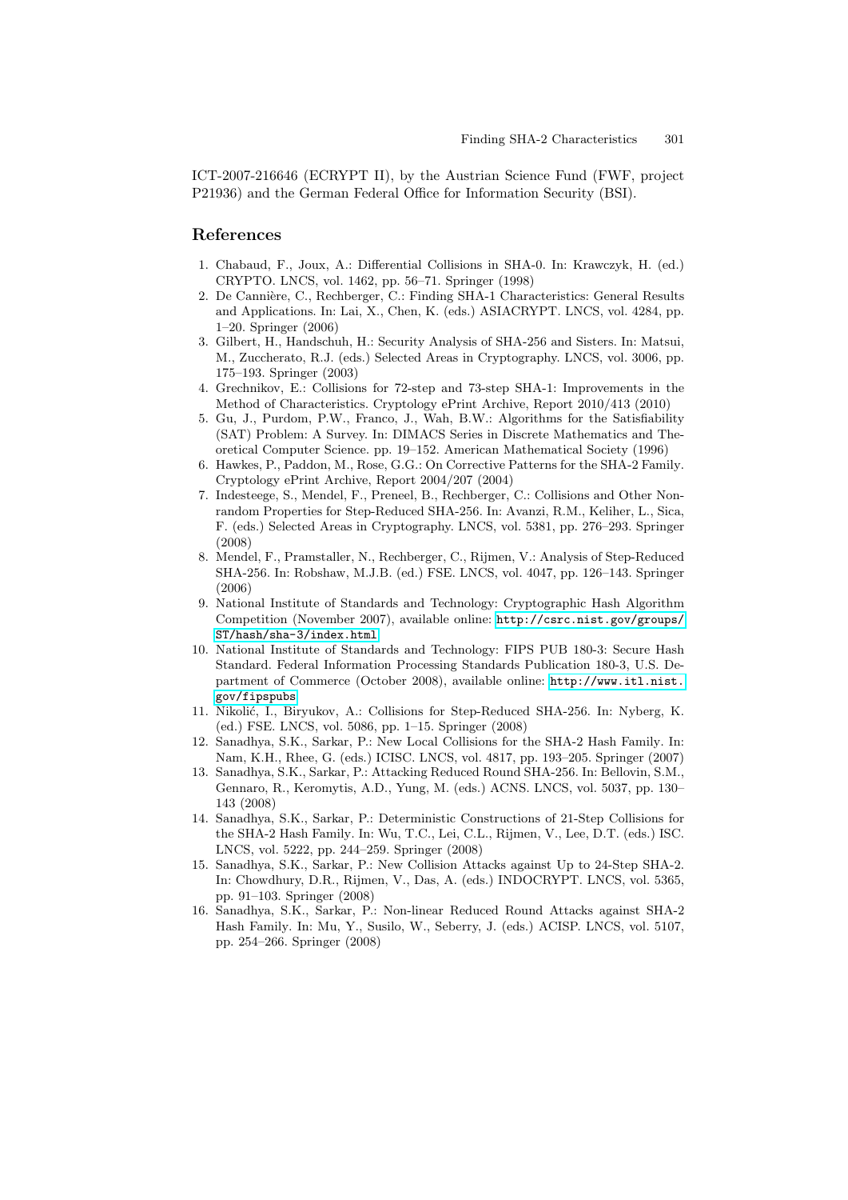ICT-2007-216646 (ECRYPT II), by the Austrian Science Fund (FWF, project P21936) and the German Federal Office for Information Security (BSI).

## References

1. Chabaud, F., Joux, A.: Differential Collisions in SHA-0. In: Krawczyk, H. (ed.) CRYPTO. LNCS, vol. 1462, pp. 56–71. Springer (1998)
2. De Cannière, C., Rechberger, C.: Finding SHA-1 Characteristics: General Results and Applications. In: Lai, X., Chen, K. (eds.) ASIACRYPT. LNCS, vol. 4284, pp. 1–20. Springer (2006)
3. Gilbert, H., Handschuh, H.: Security Analysis of SHA-256 and Sisters. In: Matsui, M., Zuccherato, R.J. (eds.) Selected Areas in Cryptography. LNCS, vol. 3006, pp. 175–193. Springer (2003)
4. Grechnikov, E.: Collisions for 72-step and 73-step SHA-1: Improvements in the Method of Characteristics. Cryptology ePrint Archive, Report 2010/413 (2010)
5. Gu, J., Purdom, P.W., Franco, J., Wah, B.W.: Algorithms for the Satisfiability (SAT) Problem: A Survey. In: DIMACS Series in Discrete Mathematics and Theoretical Computer Science. pp. 19–152. American Mathematical Society (1996)
6. Hawkes, P., Paddon, M., Rose, G.G.: On Corrective Patterns for the SHA-2 Family. Cryptology ePrint Archive, Report 2004/207 (2004)
7. Indesteege, S., Mendel, F., Preneel, B., Rechberger, C.: Collisions and Other Non-random Properties for Step-Reduced SHA-256. In: Avanzi, R.M., Keliher, L., Sica, F. (eds.) Selected Areas in Cryptography. LNCS, vol. 5381, pp. 276–293. Springer (2008)
8. Mendel, F., Pramstaller, N., Rechberger, C., Rijmen, V.: Analysis of Step-Reduced SHA-256. In: Robshaw, M.J.B. (ed.) FSE. LNCS, vol. 4047, pp. 126–143. Springer (2006)
9. National Institute of Standards and Technology: Cryptographic Hash Algorithm Competition (November 2007), available online: http://csrc.nist.gov/groups/ST/hash/sha-3/index.html
10. National Institute of Standards and Technology: FIPS PUB 180-3: Secure Hash Standard. Federal Information Processing Standards Publication 180-3, U.S. Department of Commerce (October 2008), available online: http://www.itl.nist.gov/fipspubs
11. Nikolić, I., Biryukov, A.: Collisions for Step-Reduced SHA-256. In: Nyberg, K. (ed.) FSE. LNCS, vol. 5086, pp. 1–15. Springer (2008)
12. Sanadhya, S.K., Sarkar, P.: New Local Collisions for the SHA-2 Hash Family. In: Nam, K.H., Rhee, G. (eds.) ICISC. LNCS, vol. 4817, pp. 193–205. Springer (2007)
13. Sanadhya, S.K., Sarkar, P.: Attacking Reduced Round SHA-256. In: Bellovin, S.M., Gennaro, R., Keromytis, A.D., Yung, M. (eds.) ACNS. LNCS, vol. 5037, pp. 130–143 (2008)
14. Sanadhya, S.K., Sarkar, P.: Deterministic Constructions of 21-Step Collisions for the SHA-2 Hash Family. In: Wu, T.C., Lei, C.L., Rijmen, V., Lee, D.T. (eds.) ISC. LNCS, vol. 5222, pp. 244–259. Springer (2008)
15. Sanadhya, S.K., Sarkar, P.: New Collision Attacks against Up to 24-Step SHA-2. In: Chowdhury, D.R., Rijmen, V., Das, A. (eds.) INDOCRYPT. LNCS, vol. 5365, pp. 91–103. Springer (2008)
16. Sanadhya, S.K., Sarkar, P.: Non-linear Reduced Round Attacks against SHA-2 Hash Family. In: Mu, Y., Susilo, W., Seberry, J. (eds.) ACISP. LNCS, vol. 5107, pp. 254–266. Springer (2008)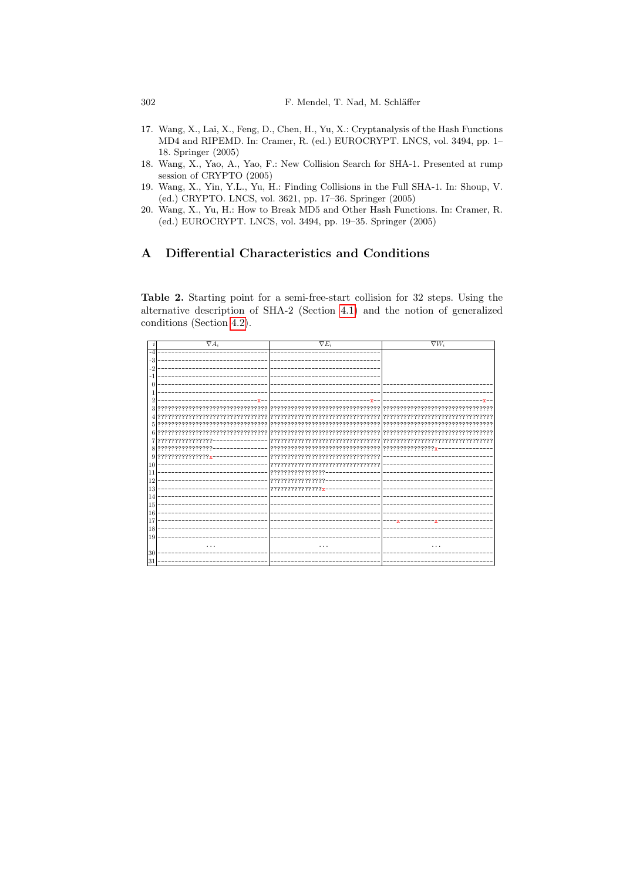17. Wang, X., Lai, X., Feng, D., Chen, H., Yu, X.: Cryptanalysis of the Hash Functions MD4 and RIPEMD. In: Cramer, R. (ed.) EUROCRYPT. LNCS, vol. 3494, pp. 1–18. Springer (2005)
18. Wang, X., Yao, A., Yao, F.: New Collision Search for SHA-1. Presented at rump session of CRYPTO (2005)
19. Wang, X., Yin, Y.L., Yu, H.: Finding Collisions in the Full SHA-1. In: Shoup, V. (ed.) CRYPTO. LNCS, vol. 3621, pp. 17–36. Springer (2005)
20. Wang, X., Yu, H.: How to Break MD5 and Other Hash Functions. In: Cramer, R. (ed.) EUROCRYPT. LNCS, vol. 3494, pp. 19–35. Springer (2005)

# A Differential Characteristics and Conditions

**Table 2.** Starting point for a semi-free-start collision for 32 steps. Using the alternative description of SHA-2 (Section 4.1) and the notion of generalized conditions (Section 4.2).

| $i$ | $\nabla A_i$ | $\nabla E_i$ | $\nabla W_i$ |
|---|---|---|---|
| -4 | -------------------------------- | -------------------------------- | |
| -3 | -------------------------------- | -------------------------------- | |
| -2 | -------------------------------- | -------------------------------- | |
| -1 | -------------------------------- | -------------------------------- | |
| 0 | -------------------------------- | -------------------------------- | -------------------------------- |
| 1 | -------------------------------- | -------------------------------- | -------------------------------- |
| 2 | -----------------------------x-- | -----------------------------x-- | -----------------------------x-- |
| 3 | ???????????????????????????????? | ???????????????????????????????? | ???????????????????????????????? |
| 4 | ???????????????????????????????? | ???????????????????????????????? | ???????????????????????????????? |
| 5 | ???????????????????????????????? | ???????????????????????????????? | ???????????????????????????????? |
| 6 | ???????????????????????????????? | ???????????????????????????????? | ???????????????????????????????? |
| 7 | ????????????????---------------- | ???????????????????????????????? | ???????????????????????????????? |
| 8 | ????????????????---------------- | ???????????????????????????????? | ???????????????x---------------- |
| 9 | ???????????????x---------------- | ???????????????????????????????? | -------------------------------- |
| 10 | -------------------------------- | ???????????????????????????????? | -------------------------------- |
| 11 | -------------------------------- | ????????????????---------------- | -------------------------------- |
| 12 | -------------------------------- | ????????????????---------------- | -------------------------------- |
| 13 | -------------------------------- | ???????????????x---------------- | -------------------------------- |
| 14 | -------------------------------- | -------------------------------- | -------------------------------- |
| 15 | -------------------------------- | -------------------------------- | -------------------------------- |
| 16 | -------------------------------- | -------------------------------- | -------------------------------- |
| 17 | -------------------------------- | -------------------------------- | ----x----------x---------------- |
| 18 | -------------------------------- | -------------------------------- | -------------------------------- |
| 19 | -------------------------------- | -------------------------------- | -------------------------------- |
| | ... | ... | ... |
| 30 | -------------------------------- | -------------------------------- | -------------------------------- |
| 31 | -------------------------------- | -------------------------------- | -------------------------------- |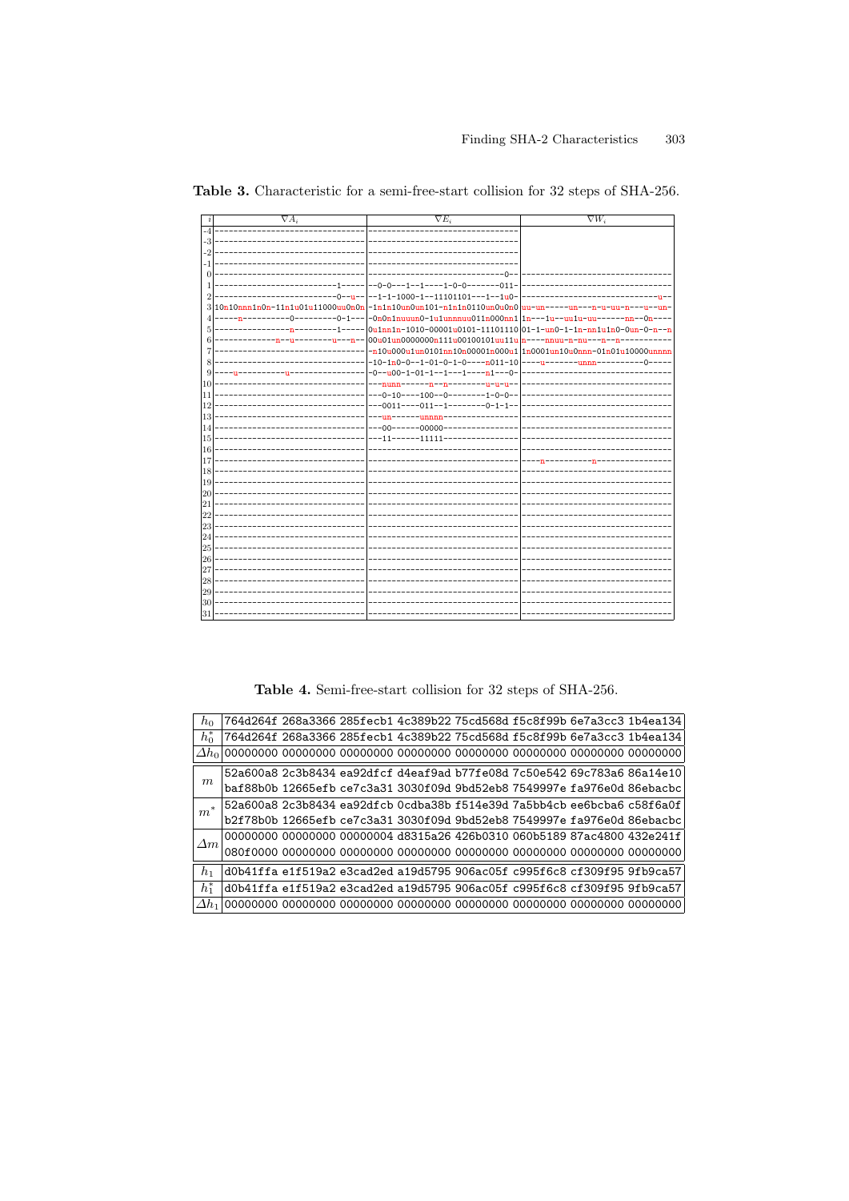**Table 3.** Characteristic for a semi-free-start collision for 32 steps of SHA-256.

| $i$ | $\nabla A_i$ | $\nabla E_i$ | $\nabla W_i$ |
|---|---|---|---|
| -4 | -------------------------------- | -------------------------------- | |
| -3 | -------------------------------- | -------------------------------- | |
| -2 | -------------------------------- | -------------------------------- | |
| -1 | -------------------------------- | -------------------------------- | |
| 0 | -------------------------------- | -----------------------------0-- | -------------------------------- |
| 1 | -------------------------1------ | --0-0---1--1----1-0-0-------011- | -------------------------------- |
| 2 | ---------------------------0--u-- | --1-1-1000-1--11101101---1--1u0- | ------------------------------u-- |
| 3 | 10n10nnn1n0n-11n1u01u11000uu0n0n | -1n1n10un0un101-n1n1n0110un0u0n0 | uu-un-----un---n-u-uu-n---u--un- |
| 4 | -----n----------0---------0-1--- | -0n0n1nuuun0-1u1unnnuu011n000nn1 | 1n---1u--uu1u-uu------nn--0n---- |
| 5 | ----------------n---------1----- | 0u1nn1n-1010-00001u0101-11101110 | 01-1-un0-1-1n-nn1u1n0-0un-0-n--n |
| 6 | -------------n--u---------u---n-- | 00u01un0000000n111u00100101uu11u | n----nnuu-n-nu---n--n----------- |
| 7 | -------------------------------- | -n10u000u1un0101nn10n00001n000u1 | 1n0001un10u0nnn-01n01u10000unnnn |
| 8 | -------------------------------- | -10-1n0-0--1-01-0-1-0----n011-10 | ----u--------unnn----------0----- |
| 9 | ----u----------u---------------- | -0--u00-1-01-1--1---1-----n1---0- | -------------------------------- |
| 10 | -------------------------------- | ---nunn-------n--n---------u-u-u-- | -------------------------------- |
| 11 | -------------------------------- | ---0-10-----100--0---------1-0-0-- | -------------------------------- |
| 12 | -------------------------------- | ---0011-----011--1---------0-1-1-- | -------------------------------- |
| 13 | -------------------------------- | ---un------unnnn---------------- | -------------------------------- |
| 14 | -------------------------------- | ---00------00000---------------- | -------------------------------- |
| 15 | -------------------------------- | ---11------11111---------------- | -------------------------------- |
| 16 | -------------------------------- | -------------------------------- | -------------------------------- |
| 17 | -------------------------------- | -------------------------------- | ----n----------n---------------- |
| 18 | -------------------------------- | -------------------------------- | -------------------------------- |
| 19 | -------------------------------- | -------------------------------- | -------------------------------- |
| 20 | -------------------------------- | -------------------------------- | -------------------------------- |
| 21 | -------------------------------- | -------------------------------- | -------------------------------- |
| 22 | -------------------------------- | -------------------------------- | -------------------------------- |
| 23 | -------------------------------- | -------------------------------- | -------------------------------- |
| 24 | -------------------------------- | -------------------------------- | -------------------------------- |
| 25 | -------------------------------- | -------------------------------- | -------------------------------- |
| 26 | -------------------------------- | -------------------------------- | -------------------------------- |
| 27 | -------------------------------- | -------------------------------- | -------------------------------- |
| 28 | -------------------------------- | -------------------------------- | -------------------------------- |
| 29 | -------------------------------- | -------------------------------- | -------------------------------- |
| 30 | -------------------------------- | -------------------------------- | -------------------------------- |
| 31 | -------------------------------- | -------------------------------- | -------------------------------- |

**Table 4.** Semi-free-start collision for 32 steps of SHA-256.

| | |
|---|---|
| $h_0$ | 764d264f 268a3366 285fecb1 4c389b22 75cd568d f5c8f99b 6e7a3cc3 1b4ea134 |
| $h_0^*$ | 764d264f 268a3366 285fecb1 4c389b22 75cd568d f5c8f99b 6e7a3cc3 1b4ea134 |
| $\Delta h_0$ | 00000000 00000000 00000000 00000000 00000000 00000000 00000000 00000000 |
| $m$ | 52a600a8 2c3b8434 ea92dfcf d4eaf9ad b77fe08d 7c50e542 69c783a6 86a14e10<br>baf88b0b 12665efb ce7c3a31 3030f09d 9bd52eb8 7549997e fa976e0d 86ebacbc |
| $m^*$ | 52a600a8 2c3b8434 ea92dfcb 0cdba38b f514e39d 7a5bb4cb ee6bcba6 c58f6a0f<br>b2f78b0b 12665efb ce7c3a31 3030f09d 9bd52eb8 7549997e fa976e0d 86ebacbc |
| $\Delta m$ | 00000000 00000000 00000004 d8315a26 426b0310 060b5189 87ac4800 432e241f<br>080f0000 00000000 00000000 00000000 00000000 00000000 00000000 00000000 |
| $h_1$ | d0b41ffa e1f519a2 e3cad2ed a19d5795 906ac05f c995f6c8 cf309f95 9fb9ca57 |
| $h_1^*$ | d0b41ffa e1f519a2 e3cad2ed a19d5795 906ac05f c995f6c8 cf309f95 9fb9ca57 |
| $\Delta h_1$ | 00000000 00000000 00000000 00000000 00000000 00000000 00000000 00000000 |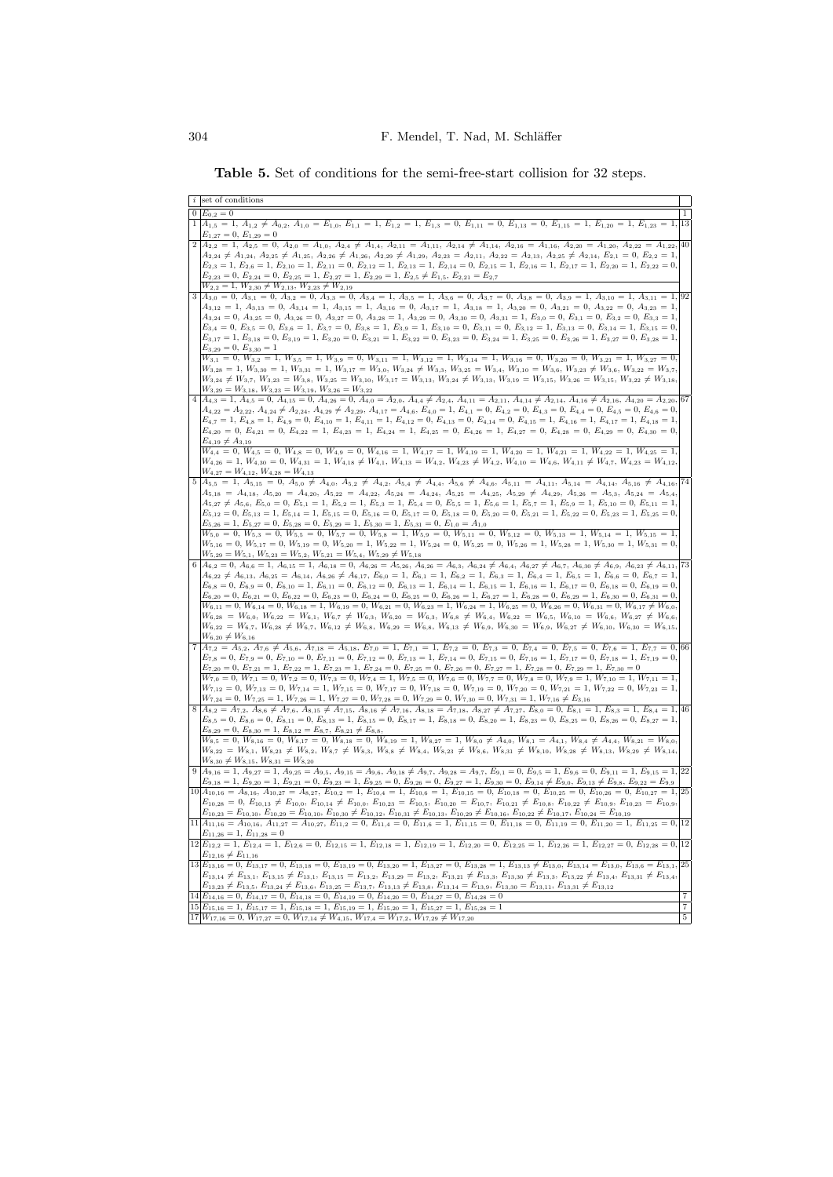**Table 5.** Set of conditions for the semi-free-start collision for 32 steps.

| $i$ | set of conditions | |
|---|---|---|
| 0 | $E_{0,2} = 0$ | 1 |
| 1 | $A_{1,5} = 1$, $A_{1,2} \neq A_{0,2}$, $A_{1,0} = E_{1,0}$, $E_{1,1} = 1$, $E_{1,2} = 1$, $E_{1,3} = 0$, $E_{1,11} = 0$, $E_{1,13} = 0$, $E_{1,15} = 1$, $E_{1,20} = 1$, $E_{1,23} = 1$, $E_{1,27} = 0$, $E_{1,29} = 0$ | 13 |
| 2 | $A_{2,2} = 1$, $A_{2,5} = 0$, $A_{2,0} = A_{1,0}$, $A_{2,4} \neq A_{1,4}$, $A_{2,11} = A_{1,11}$, $A_{2,14} \neq A_{1,14}$, $A_{2,16} = A_{1,16}$, $A_{2,20} = A_{1,20}$, $A_{2,22} = A_{1,22}$, $A_{2,24} \neq A_{1,24}$, $A_{2,25} \neq A_{1,25}$, $A_{2,26} \neq A_{1,26}$, $A_{2,29} \neq A_{1,29}$, $A_{2,23} = A_{2,11}$, $A_{2,22} = A_{2,13}$, $A_{2,25} \neq A_{2,14}$, $E_{2,1} = 0$, $E_{2,2} = 1$, $E_{2,3} = 1$, $E_{2,6} = 1$, $E_{2,10} = 1$, $E_{2,11} = 0$, $E_{2,12} = 1$, $E_{2,13} = 1$, $E_{2,14} = 0$, $E_{2,15} = 1$, $E_{2,16} = 1$, $E_{2,17} = 1$, $E_{2,20} = 1$, $E_{2,22} = 0$, $E_{2,23} = 0$, $E_{2,24} = 0$, $E_{2,25} = 1$, $E_{2,27} = 1$, $E_{2,29} = 1$, $E_{2,5} \neq E_{1,5}$, $E_{2,21} = E_{2,7}$<br>$W_{2,2} = 1$, $W_{2,30} \neq W_{2,13}$, $W_{2,23} \neq W_{2,19}$ | 40 |
| 3 | $A_{3,0} = 0$, $A_{3,1} = 0$, $A_{3,2} = 0$, $A_{3,3} = 0$, $A_{3,4} = 1$, $A_{3,5} = 1$, $A_{3,6} = 0$, $A_{3,7} = 0$, $A_{3,8} = 0$, $A_{3,9} = 1$, $A_{3,10} = 1$, $A_{3,11} = 1$, $A_{3,12} = 1$, $A_{3,13} = 0$, $A_{3,14} = 1$, $A_{3,15} = 1$, $A_{3,16} = 0$, $A_{3,17} = 1$, $A_{3,18} = 1$, $A_{3,20} = 0$, $A_{3,21} = 0$, $A_{3,22} = 0$, $A_{3,23} = 1$, $A_{3,24} = 0$, $A_{3,25} = 0$, $A_{3,26} = 0$, $A_{3,27} = 0$, $A_{3,28} = 1$, $A_{3,29} = 0$, $A_{3,30} = 0$, $A_{3,31} = 1$, $E_{3,0} = 0$, $E_{3,1} = 0$, $E_{3,2} = 0$, $E_{3,3} = 1$, $E_{3,4} = 0$, $E_{3,5} = 0$, $E_{3,6} = 1$, $E_{3,7} = 0$, $E_{3,8} = 1$, $E_{3,9} = 1$, $E_{3,10} = 0$, $E_{3,11} = 0$, $E_{3,12} = 1$, $E_{3,13} = 0$, $E_{3,14} = 1$, $E_{3,15} = 0$, $E_{3,17} = 1$, $E_{3,18} = 0$, $E_{3,19} = 1$, $E_{3,20} = 0$, $E_{3,21} = 1$, $E_{3,22} = 0$, $E_{3,23} = 0$, $E_{3,24} = 1$, $E_{3,25} = 0$, $E_{3,26} = 1$, $E_{3,27} = 0$, $E_{3,28} = 1$, $E_{3,29} = 0$, $E_{3,30} = 1$<br>$W_{3,1} = 0$, $W_{3,2} = 1$, $W_{3,5} = 1$, $W_{3,9} = 0$, $W_{3,11} = 1$, $W_{3,12} = 1$, $W_{3,14} = 1$, $W_{3,16} = 0$, $W_{3,20} = 0$, $W_{3,21} = 1$, $W_{3,27} = 0$, $W_{3,28} = 1$, $W_{3,30} = 1$, $W_{3,31} = 1$, $W_{3,17} = W_{3,0}$, $W_{3,24} \neq W_{3,3}$, $W_{3,25} = W_{3,4}$, $W_{3,10} = W_{3,6}$, $W_{3,23} \neq W_{3,6}$, $W_{3,22} = W_{3,7}$, $W_{3,24} \neq W_{3,7}$, $W_{3,23} = W_{3,8}$, $W_{3,25} = W_{3,10}$, $W_{3,17} = W_{3,13}$, $W_{3,24} \neq W_{3,13}$, $W_{3,19} = W_{3,15}$, $W_{3,26} = W_{3,15}$, $W_{3,22} \neq W_{3,18}$, $W_{3,29} = W_{3,18}$, $W_{3,23} = W_{3,19}$, $W_{3,26} = W_{3,22}$ | 92 |
| 4 | $A_{4,3} = 1$, $A_{4,5} = 0$, $A_{4,15} = 0$, $A_{4,26} = 0$, $A_{4,0} = A_{2,0}$, $A_{4,4} \neq A_{2,4}$, $A_{4,11} = A_{2,11}$, $A_{4,14} \neq A_{2,14}$, $A_{4,16} \neq A_{2,16}$, $A_{4,20} = A_{2,20}$, $A_{4,22} = A_{2,22}$, $A_{4,24} \neq A_{2,24}$, $A_{4,29} \neq A_{2,29}$, $A_{4,17} = A_{4,6}$, $E_{4,0} = 1$, $E_{4,1} = 0$, $E_{4,2} = 0$, $E_{4,3} = 0$, $E_{4,4} = 0$, $E_{4,5} = 0$, $E_{4,6} = 0$, $E_{4,7} = 1$, $E_{4,8} = 1$, $E_{4,9} = 0$, $E_{4,10} = 1$, $E_{4,11} = 1$, $E_{4,12} = 0$, $E_{4,13} = 0$, $E_{4,14} = 0$, $E_{4,15} = 1$, $E_{4,17} = 1$, $E_{4,18} = 1$, $E_{4,20} = 0$, $E_{4,21} = 0$, $E_{4,22} = 1$, $E_{4,23} = 1$, $E_{4,24} = 1$, $E_{4,25} = 0$, $E_{4,26} = 1$, $E_{4,27} = 0$, $E_{4,28} = 0$, $E_{4,29} = 0$, $E_{4,30} = 0$, $E_{4,19} \neq A_{3,19}$<br>$W_{4,4} = 0$, $W_{4,5} = 0$, $W_{4,8} = 0$, $W_{4,9} = 0$, $W_{4,16} = 1$, $W_{4,17} = 1$, $W_{4,19} = 1$, $W_{4,20} = 1$, $W_{4,21} = 1$, $W_{4,22} = 1$, $W_{4,25} = 1$, $W_{4,26} = 1$, $W_{4,30} = 0$, $W_{4,31} = 1$, $W_{4,18} \neq W_{4,1}$, $W_{4,13} = W_{4,2}$, $W_{4,23} \neq W_{4,2}$, $W_{4,10} = W_{4,6}$, $W_{4,11} \neq W_{4,7}$, $W_{4,23} = W_{4,12}$, $W_{4,27} = W_{4,12}$, $W_{4,28} = W_{4,13}$ | 67 |
| 5 | $A_{5,5} = 1$, $A_{5,15} = 0$, $A_{5,0} \neq A_{4,0}$, $A_{5,2} \neq A_{4,2}$, $A_{5,4} \neq A_{4,4}$, $A_{5,6} \neq A_{4,6}$, $A_{5,11} = A_{4,11}$, $A_{5,14} = A_{4,14}$, $A_{5,16} \neq A_{4,16}$, $A_{5,18} = A_{4,18}$, $A_{5,20} = A_{4,20}$, $A_{5,22} = A_{4,22}$, $A_{5,24} = A_{4,24}$, $A_{5,25} = A_{4,25}$, $A_{5,29} \neq A_{4,29}$, $A_{5,26} = A_{5,3}$, $A_{5,24} = A_{5,4}$, $A_{5,27} \neq A_{5,6}$, $E_{5,0} = 0$, $E_{5,1} = 1$, $E_{5,2} = 1$, $E_{5,3} = 1$, $E_{5,4} = 0$, $E_{5,5} = 1$, $E_{5,6} = 1$, $E_{5,7} = 1$, $E_{5,9} = 1$, $E_{5,10} = 0$, $E_{5,11} = 1$, $E_{5,12} = 0$, $E_{5,13} = 1$, $E_{5,14} = 1$, $E_{5,15} = 0$, $E_{5,16} = 0$, $E_{5,17} = 0$, $E_{5,18} = 0$, $E_{5,20} = 0$, $E_{5,21} = 1$, $E_{5,22} = 0$, $E_{5,23} = 1$, $E_{5,25} = 0$, $E_{5,26} = 1$, $E_{5,27} = 0$, $E_{5,28} = 0$, $E_{5,29} = 1$, $E_{5,30} = 1$, $E_{5,31} = 0$, $E_{1,0} = A_{1,0}$<br>$W_{5,0} = 0$, $W_{5,3} = 0$, $W_{5,5} = 0$, $W_{5,7} = 0$, $W_{5,8} = 1$, $W_{5,9} = 0$, $W_{5,11} = 0$, $W_{5,12} = 0$, $W_{5,13} = 1$, $W_{5,14} = 1$, $W_{5,15} = 1$, $W_{5,16} = 0$, $W_{5,17} = 0$, $W_{5,19} = 0$, $W_{5,20} = 1$, $W_{5,22} = 1$, $W_{5,24} = 0$, $W_{5,25} = 0$, $W_{5,26} = 1$, $W_{5,28} = 1$, $W_{5,30} = 1$, $W_{5,31} = 0$, $W_{5,29} = W_{5,1}$, $W_{5,23} = W_{5,2}$, $W_{5,21} = W_{5,4}$, $W_{5,29} \neq W_{5,18}$ | 74 |
| 6 | $A_{6,2} = 0$, $A_{6,6} = 1$, $A_{6,15} = 1$, $A_{6,18} = 0$, $A_{6,26} = A_{5,26}$, $A_{6,26} = A_{6,3}$, $A_{6,24} \neq A_{6,4}$, $A_{6,27} \neq A_{6,7}$, $A_{6,30} \neq A_{6,9}$, $A_{6,23} \neq A_{6,11}$, $A_{6,22} \neq A_{6,13}$, $A_{6,25} = A_{6,14}$, $A_{6,26} \neq A_{6,17}$, $E_{6,0} = 1$, $E_{6,1} = 1$, $E_{6,2} = 1$, $E_{6,3} = 1$, $E_{6,4} = 1$, $E_{6,5} = 1$, $E_{6,6} = 0$, $E_{6,7} = 1$, $E_{6,8} = 0$, $E_{6,9} = 0$, $E_{6,10} = 1$, $E_{6,11} = 0$, $E_{6,12} = 0$, $E_{6,13} = 1$, $E_{6,14} = 1$, $E_{6,15} = 1$, $E_{6,16} = 1$, $E_{6,17} = 0$, $E_{6,18} = 0$, $E_{6,19} = 0$, $E_{6,20} = 0$, $E_{6,21} = 0$, $E_{6,22} = 0$, $E_{6,23} = 0$, $E_{6,24} = 0$, $E_{6,25} = 0$, $E_{6,26} = 1$, $E_{6,27} = 1$, $E_{6,28} = 0$, $E_{6,29} = 1$, $E_{6,30} = 0$, $E_{6,31} = 0$,<br>$W_{6,11} = 0$, $W_{6,14} = 0$, $W_{6,18} = 1$, $W_{6,19} = 0$, $W_{6,21} = 0$, $W_{6,23} = 1$, $W_{6,24} = 1$, $W_{6,25} = 0$, $W_{6,26} = 0$, $W_{6,31} = 0$, $W_{6,17} \neq W_{6,0}$, $W_{6,28} = W_{6,0}$, $W_{6,22} = W_{6,1}$, $W_{6,7} \neq W_{6,3}$, $W_{6,20} = W_{6,3}$, $W_{6,8} \neq W_{6,4}$, $W_{6,22} = W_{6,5}$, $W_{6,10} = W_{6,6}$, $W_{6,27} \neq W_{6,6}$, $W_{6,22} = W_{6,7}$, $W_{6,28} \neq W_{6,7}$, $W_{6,12} \neq W_{6,8}$, $W_{6,29} = W_{6,8}$, $W_{6,13} \neq W_{6,9}$, $W_{6,30} = W_{6,9}$, $W_{6,27} \neq W_{6,10}$, $W_{6,30} = W_{6,15}$, $W_{6,20} \neq W_{6,16}$ | 73 |
| 7 | $A_{7,2} = A_{5,2}$, $A_{7,6} \neq A_{5,6}$, $A_{7,18} = A_{5,18}$, $E_{7,0} = 1$, $E_{7,1} = 1$, $E_{7,2} = 0$, $E_{7,3} = 0$, $E_{7,4} = 0$, $E_{7,5} = 0$, $E_{7,6} = 1$, $E_{7,7} = 0$, $E_{7,8} = 0$, $E_{7,9} = 0$, $E_{7,10} = 0$, $E_{7,11} = 0$, $E_{7,12} = 0$, $E_{7,13} = 1$, $E_{7,14} = 0$, $E_{7,15} = 0$, $E_{7,16} = 1$, $E_{7,17} = 0$, $E_{7,18} = 1$, $E_{7,19} = 0$, $E_{7,20} = 0$, $E_{7,21} = 1$, $E_{7,22} = 1$, $E_{7,23} = 1$, $E_{7,24} = 0$, $E_{7,25} = 0$, $E_{7,26} = 0$, $E_{7,27} = 1$, $E_{7,28} = 0$, $E_{7,29} = 1$, $E_{7,30} = 0$<br>$W_{7,0} = 0$, $W_{7,1} = 0$, $W_{7,2} = 0$, $W_{7,3} = 0$, $W_{7,4} = 1$, $W_{7,5} = 0$, $W_{7,6} = 0$, $W_{7,7} = 0$, $W_{7,8} = 0$, $W_{7,9} = 1$, $W_{7,10} = 1$, $W_{7,11} = 1$, $W_{7,12} = 0$, $W_{7,13} = 0$, $W_{7,14} = 1$, $W_{7,15} = 0$, $W_{7,17} = 0$, $W_{7,18} = 0$, $W_{7,19} = 0$, $W_{7,20} = 0$, $W_{7,21} = 1$, $W_{7,22} = 0$, $W_{7,23} = 1$, $W_{7,24} = 0$, $W_{7,25} = 1$, $W_{7,26} = 1$, $W_{7,27} = 0$, $W_{7,28} = 0$, $W_{7,29} = 0$, $W_{7,30} = 0$, $W_{7,31} = 1$, $W_{7,16} \neq E_{3,16}$ | 66 |
| 8 | $A_{8,2} = A_{7,2}$, $A_{8,6} \neq A_{7,6}$, $A_{8,15} \neq A_{7,15}$, $A_{8,16} \neq A_{7,16}$, $A_{8,18} = A_{7,18}$, $A_{8,27} \neq A_{7,27}$, $E_{8,0} = 0$, $E_{8,1} = 1$, $E_{8,3} = 1$, $E_{8,4} = 1$, $E_{8,5} = 0$, $E_{8,6} = 0$, $E_{8,11} = 0$, $E_{8,13} = 1$, $E_{8,15} = 0$, $E_{8,17} = 1$, $E_{8,18} = 1$, $E_{8,20} = 1$, $E_{8,23} = 0$, $E_{8,25} = 0$, $E_{8,26} = 0$, $E_{8,27} = 1$, $E_{8,29} = 0$, $E_{8,30} = 1$, $E_{8,12} = E_{8,7}$, $E_{8,21} \neq E_{8,8}$,<br>$W_{8,5} = 0$, $W_{8,16} = 0$, $W_{8,17} = 0$, $W_{8,18} = 0$, $W_{8,19} = 1$, $W_{8,27} = 1$, $W_{8,0} \neq A_{4,0}$, $W_{8,1} = A_{4,1}$, $W_{8,4} \neq A_{4,4}$, $W_{8,21} = W_{8,0}$, $W_{8,22} = W_{8,1}$, $W_{8,23} \neq W_{8,2}$, $W_{8,7} \neq W_{8,3}$, $W_{8,8} \neq W_{8,4}$, $W_{8,23} = W_{8,6}$, $W_{8,31} \neq W_{8,10}$, $W_{8,28} \neq W_{8,13}$, $W_{8,29} \neq W_{8,14}$, $W_{8,30} \neq W_{8,15}$, $W_{8,31} = W_{8,20}$ | 46 |
| 9 | $A_{9,16} = 1$, $A_{9,27} = 1$, $A_{9,25} = A_{9,5}$, $A_{9,15} = A_{9,6}$, $A_{9,18} \neq A_{9,7}$, $A_{9,28} = A_{9,7}$, $E_{9,1} = 0$, $E_{9,5} = 1$, $E_{9,6} = 0$, $E_{9,11} = 0$, $E_{9,15} = 1$, $E_{9,18} = 1$, $E_{9,20} = 1$, $E_{9,21} = 0$, $E_{9,23} = 1$, $E_{9,25} = 0$, $E_{9,26} = 0$, $E_{9,27} = 1$, $E_{9,30} = 0$, $E_{9,14} \neq E_{9,0}$, $E_{9,13} \neq E_{9,8}$, $E_{9,22} = E_{9,9}$ | 22 |
| 10 | $A_{10,16} = A_{8,16}$, $A_{10,27} = A_{8,27}$, $E_{10,2} = 1$, $E_{10,4} = 1$, $E_{10,6} = 1$, $E_{10,15} = 0$, $E_{10,18} = 0$, $E_{10,25} = 0$, $E_{10,26} = 0$, $E_{10,27} = 1$, $E_{10,28} = 0$, $E_{10,13} \neq E_{10,0}$, $E_{10,14} \neq E_{10,0}$, $E_{10,23} = E_{10,5}$, $E_{10,20} = E_{10,7}$, $E_{10,21} \neq E_{10,8}$, $E_{10,22} \neq E_{10,9}$, $E_{10,23} = E_{10,9}$, $E_{10,23} = E_{10,10}$, $E_{10,29} = E_{10,10}$, $E_{10,30} \neq E_{10,12}$, $E_{10,31} \neq E_{10,13}$, $E_{10,29} \neq E_{10,16}$, $E_{10,22} \neq E_{10,17}$, $E_{10,24} = E_{10,19}$ | 25 |
| 11 | $A_{11,16} = A_{10,16}$, $A_{11,27} = A_{10,27}$, $E_{11,2} = 0$, $E_{11,4} = 0$, $E_{11,6} = 1$, $E_{11,15} = 0$, $E_{11,18} = 0$, $E_{11,19} = 0$, $E_{11,20} = 0$, $E_{11,25} = 0$, $E_{11,26} = 1$, $E_{11,28} = 0$ | 12 |
| 12 | $E_{12,2} = 1$, $E_{12,4} = 1$, $E_{12,6} = 0$, $E_{12,15} = 1$, $E_{12,18} = 1$, $E_{12,19} = 1$, $E_{12,20} = 0$, $E_{12,25} = 1$, $E_{12,26} = 1$, $E_{12,27} = 0$, $E_{12,28} = 0$, $E_{12,16} \neq E_{11,16}$ | 12 |
| 13 | $E_{13,16} = 0$, $E_{13,17} = 0$, $E_{13,18} = 0$, $E_{13,19} = 0$, $E_{13,20} = 1$, $E_{13,27} = 0$, $E_{13,28} = 1$, $E_{13,13} \neq E_{13,0}$, $E_{13,14} = E_{13,0}$, $E_{13,6} = E_{13,1}$, $E_{13,14} \neq E_{13,1}$, $E_{13,15} \neq E_{13,1}$, $E_{13,15} = E_{13,2}$, $E_{13,29} = E_{13,2}$, $E_{13,21} \neq E_{13,3}$, $E_{13,30} \neq E_{13,3}$, $E_{13,22} \neq E_{13,4}$, $E_{13,31} \neq E_{13,4}$, $E_{13,23} \neq E_{13,5}$, $E_{13,24} \neq E_{13,6}$, $E_{13,25} = E_{13,7}$, $E_{13,13} \neq E_{13,8}$, $E_{13,14} = E_{13,9}$, $E_{13,30} = E_{13,11}$, $E_{13,31} \neq E_{13,12}$ | 25 |
| 14 | $E_{14,16} = 0$, $E_{14,17} = 0$, $E_{14,18} = 0$, $E_{14,19} = 0$, $E_{14,20} = 0$, $E_{14,27} = 0$, $E_{14,28} = 0$ | 7 |
| 15 | $E_{15,16} = 1$, $E_{15,17} = 1$, $E_{15,18} = 1$, $E_{15,19} = 1$, $E_{15,20} = 1$, $E_{15,27} = 1$, $E_{15,28} = 1$ | 7 |
| 17 | $W_{17,16} = 0$, $W_{17,27} = 0$, $W_{17,14} \neq W_{4,15}$, $W_{17,4} = W_{17,2}$, $W_{17,29} \neq W_{17,20}$ | 5 |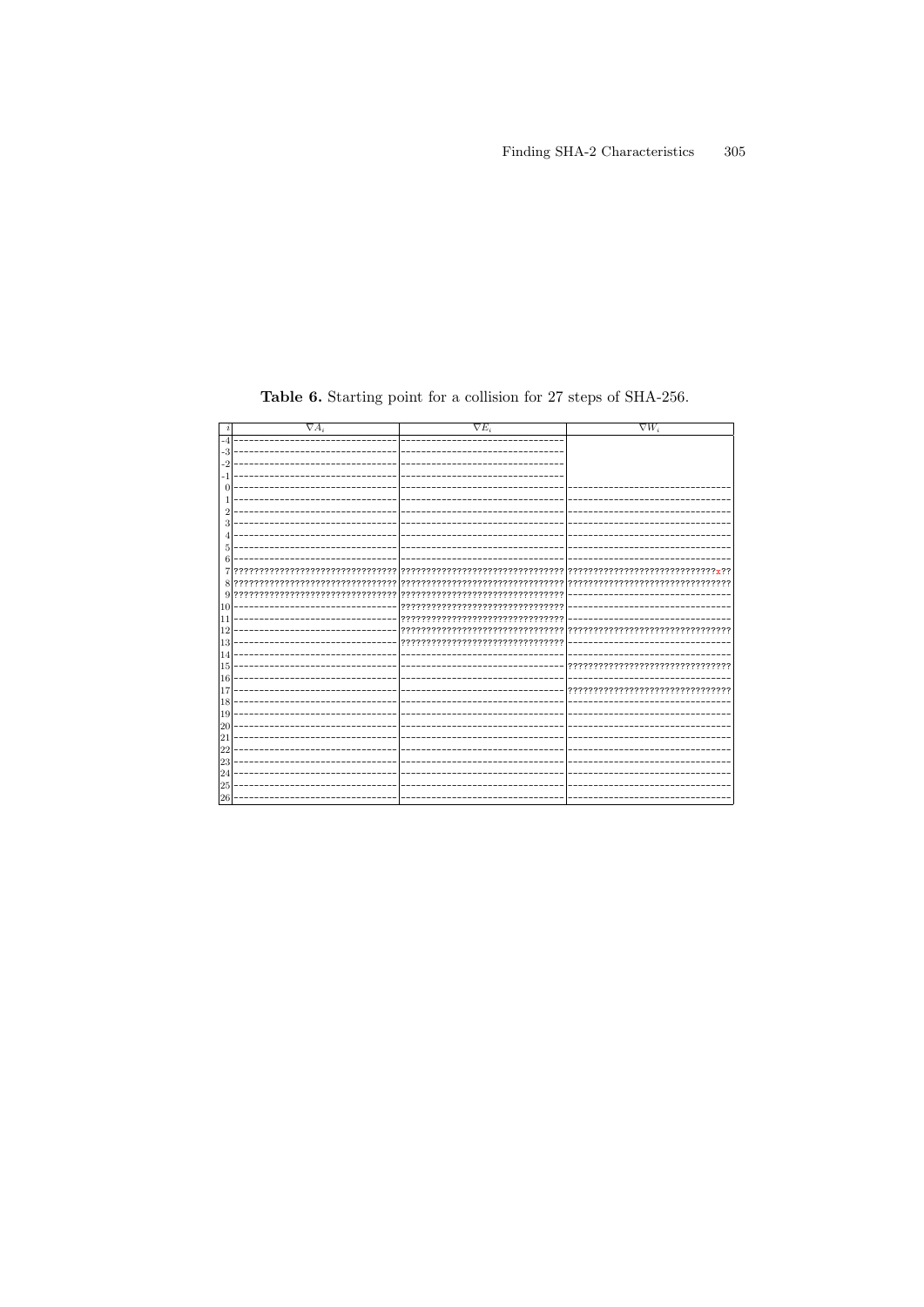**Table 6.** Starting point for a collision for 27 steps of SHA-256.

| $i$ | $\nabla A_i$ | $\nabla E_i$ | $\nabla W_i$ |
|---|---|---|---|
| -4 | -------------------------------- | -------------------------------- | |
| -3 | -------------------------------- | -------------------------------- | |
| -2 | -------------------------------- | -------------------------------- | |
| -1 | -------------------------------- | -------------------------------- | |
| 0 | -------------------------------- | -------------------------------- | -------------------------------- |
| 1 | -------------------------------- | -------------------------------- | -------------------------------- |
| 2 | -------------------------------- | -------------------------------- | -------------------------------- |
| 3 | -------------------------------- | -------------------------------- | -------------------------------- |
| 4 | -------------------------------- | -------------------------------- | -------------------------------- |
| 5 | -------------------------------- | -------------------------------- | -------------------------------- |
| 6 | -------------------------------- | -------------------------------- | -------------------------------- |
| 7 | ???????????????????????????????? | ???????????????????????????????? | ?????????????????????????????x?? |
| 8 | ???????????????????????????????? | ???????????????????????????????? | ???????????????????????????????? |
| 9 | ???????????????????????????????? | ???????????????????????????????? | -------------------------------- |
| 10 | -------------------------------- | ???????????????????????????????? | -------------------------------- |
| 11 | -------------------------------- | ???????????????????????????????? | -------------------------------- |
| 12 | -------------------------------- | ???????????????????????????????? | ???????????????????????????????? |
| 13 | -------------------------------- | ???????????????????????????????? | -------------------------------- |
| 14 | -------------------------------- | -------------------------------- | -------------------------------- |
| 15 | -------------------------------- | -------------------------------- | ???????????????????????????????? |
| 16 | -------------------------------- | -------------------------------- | -------------------------------- |
| 17 | -------------------------------- | -------------------------------- | ???????????????????????????????? |
| 18 | -------------------------------- | -------------------------------- | -------------------------------- |
| 19 | -------------------------------- | -------------------------------- | -------------------------------- |
| 20 | -------------------------------- | -------------------------------- | -------------------------------- |
| 21 | -------------------------------- | -------------------------------- | -------------------------------- |
| 22 | -------------------------------- | -------------------------------- | -------------------------------- |
| 23 | -------------------------------- | -------------------------------- | -------------------------------- |
| 24 | -------------------------------- | -------------------------------- | -------------------------------- |
| 25 | -------------------------------- | -------------------------------- | -------------------------------- |
| 26 | -------------------------------- | -------------------------------- | -------------------------------- |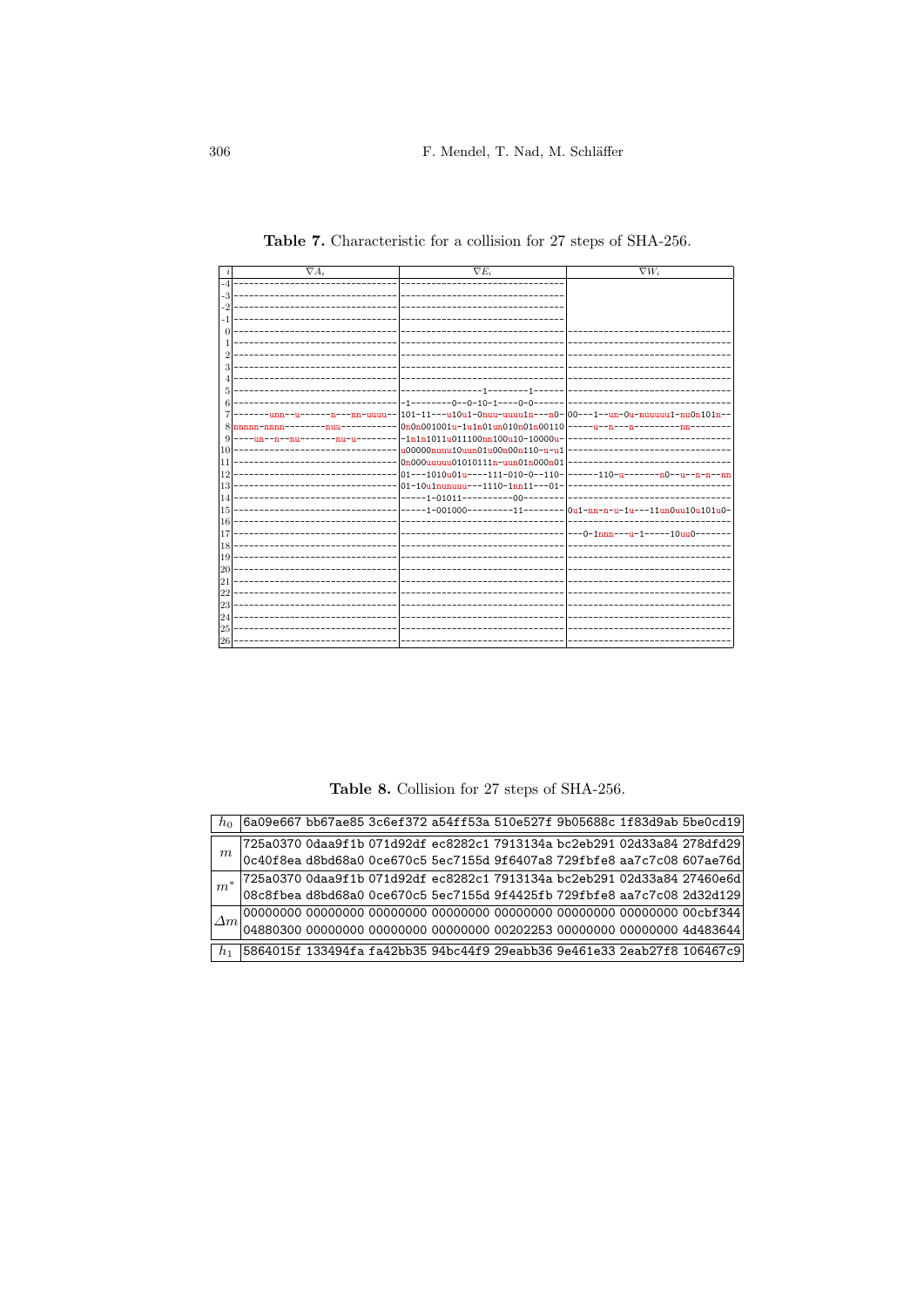**Table 7.** Characteristic for a collision for 27 steps of SHA-256.

| $i$ | $\nabla A_i$ | $\nabla E_i$ | $\nabla W_i$ |
|---|---|---|---|
| -4 | -------------------------------- | -------------------------------- | |
| -3 | -------------------------------- | -------------------------------- | |
| -2 | -------------------------------- | -------------------------------- | |
| -1 | -------------------------------- | -------------------------------- | |
| 0 | -------------------------------- | -------------------------------- | -------------------------------- |
| 1 | -------------------------------- | -------------------------------- | -------------------------------- |
| 2 | -------------------------------- | -------------------------------- | -------------------------------- |
| 3 | -------------------------------- | -------------------------------- | -------------------------------- |
| 4 | -------------------------------- | -------------------------------- | -------------------------------- |
| 5 | -------------------------------- | ----------------1--------1------ | -------------------------------- |
| 6 | -------------------------------- | -1--------0--0-10-1-----0-0----- | -------------------------------- |
| 7 | -------unn--u------n---nn-uuuu-- | 101-11---u10u1-0nuu-uuuu1n---n0- | 00---1--un-0u-nuuuuu1-nu0n101n-- |
| 8 | nnnnn-nnnn--------nuu----------- | 0n0n001001u-1u1n01un010n01n00110 | -----u--n---n---------nn-------- |
| 9 | ----un--n--nu-------nu-u-------- | -1n1n1011u011100nn100u10-10000u- | -------------------------------- |
| 10 | -------------------------------- | u00000nuuu10uun01u00n00n110-u-u1 | -------------------------------- |
| 11 | -------------------------------- | 0n000uuuuu01010111n-uun01n000n01 | -------------------------------- |
| 12 | -------------------------------- | 01---1010u01u----111-010-0--110- | ------110-u-------n0--u--n-n--nn |
| 13 | -------------------------------- | 01-10u1nunuuu---1110-1nn11---01- | -------------------------------- |
| 14 | -------------------------------- | -----1-01011----------00-------- | -------------------------------- |
| 15 | -------------------------------- | -----1-001000---------11-------- | 0u1-nn-n-u-1u---11un0uu10u101u0- |
| 16 | -------------------------------- | -------------------------------- | -------------------------------- |
| 17 | -------------------------------- | -------------------------------- | ---0-1nnn---u-1-----10uu0------- |
| 18 | -------------------------------- | -------------------------------- | -------------------------------- |
| 19 | -------------------------------- | -------------------------------- | -------------------------------- |
| 20 | -------------------------------- | -------------------------------- | -------------------------------- |
| 21 | -------------------------------- | -------------------------------- | -------------------------------- |
| 22 | -------------------------------- | -------------------------------- | -------------------------------- |
| 23 | -------------------------------- | -------------------------------- | -------------------------------- |
| 24 | -------------------------------- | -------------------------------- | -------------------------------- |
| 25 | -------------------------------- | -------------------------------- | -------------------------------- |
| 26 | -------------------------------- | -------------------------------- | -------------------------------- |

**Table 8.** Collision for 27 steps of SHA-256.

| | |
|---|---|
| $h_0$ | 6a09e667 bb67ae85 3c6ef372 a54ff53a 510e527f 9b05688c 1f83d9ab 5be0cd19 |
| $m$ | 725a0370 0daa9f1b 071d92df ec8282c1 7913134a bc2eb291 02d33a84 278dfd29<br>0c40f8ea d8bd68a0 0ce670c5 5ec7155d 9f6407a8 729fbfe8 aa7c7c08 607ae76d |
| $m^*$ | 725a0370 0daa9f1b 071d92df ec8282c1 7913134a bc2eb291 02d33a84 27460e6d<br>08c8fbea d8bd68a0 0ce670c5 5ec7155d 9f4425fb 729fbfe8 aa7c7c08 2d32d129 |
| $\Delta m$ | 00000000 00000000 00000000 00000000 00000000 00000000 00000000 00cbf344<br>04880300 00000000 00000000 00000000 00202253 00000000 00000000 4d483644 |
| $h_1$ | 5864015f 133494fa fa42bb35 94bc44f9 29eabb36 9e461e33 2eab27f8 106467c9 |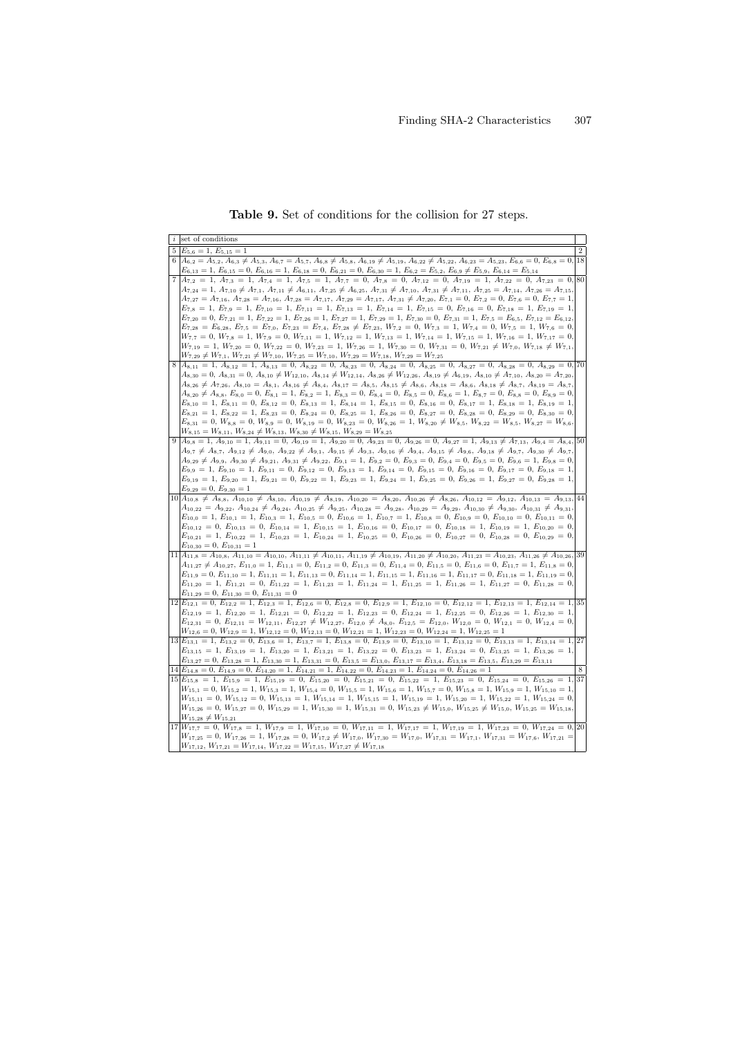**Table 9.** Set of conditions for the collision for 27 steps.

| $i$ | set of conditions | |
|---|---|---|
| 5 | $E_{5,6} = 1$, $E_{5,15} = 1$ | 2 |
| 6 | $A_{6,2} = A_{5,2}$, $A_{6,3} \neq A_{5,3}$, $A_{6,7} = A_{5,7}$, $A_{6,8} \neq A_{5,8}$, $A_{6,19} \neq A_{5,19}$, $A_{6,22} \neq A_{5,22}$, $A_{6,23} = A_{5,23}$, $E_{6,6} = 0$, $E_{6,8} = 0$, $E_{6,13} = 1$, $E_{6,15} = 0$, $E_{6,16} = 1$, $E_{6,18} = 0$, $E_{6,21} = 0$, $E_{6,30} = 1$, $E_{6,2} = E_{5,2}$, $E_{6,9} \neq E_{5,9}$, $E_{6,14} = E_{5,14}$ | 18 |
| 7 | $A_{7,2} = 1$, $A_{7,3} = 1$, $A_{7,4} = 1$, $A_{7,5} = 1$, $A_{7,7} = 0$, $A_{7,8} = 0$, $A_{7,12} = 0$, $A_{7,19} = 1$, $A_{7,22} = 0$, $A_{7,23} = 0$, $A_{7,24} = 1$, $A_{7,10} \neq A_{7,1}$, $A_{7,11} \neq A_{6,11}$, $A_{7,25} \neq A_{6,25}$, $A_{7,31} \neq A_{7,10}$, $A_{7,31} \neq A_{7,11}$, $A_{7,25} = A_{7,14}$, $A_{7,26} = A_{7,15}$, $A_{7,27} = A_{7,16}$, $A_{7,28} = A_{7,16}$, $A_{7,28} = A_{7,17}$, $A_{7,29} = A_{7,17}$, $A_{7,31} \neq A_{7,20}$, $E_{7,1} = 0$, $E_{7,2} = 0$, $E_{7,6} = 0$, $E_{7,7} = 1$, $E_{7,8} = 1$, $E_{7,9} = 1$, $E_{7,10} = 1$, $E_{7,11} = 1$, $E_{7,13} = 1$, $E_{7,14} = 1$, $E_{7,15} = 0$, $E_{7,16} = 0$, $E_{7,18} = 1$, $E_{7,19} = 1$, $E_{7,20} = 0$, $E_{7,21} = 1$, $E_{7,22} = 1$, $E_{7,26} = 1$, $E_{7,27} = 1$, $E_{7,29} = 1$, $E_{7,30} = 0$, $E_{7,31} = 1$, $E_{7,5} = E_{6,5}$, $E_{7,12} = E_{6,12}$, $E_{7,28} = E_{6,28}$, $E_{7,5} = E_{7,0}$, $E_{7,23} = E_{7,4}$, $E_{7,28} \neq E_{7,23}$, $W_{7,2} = 0$, $W_{7,3} = 1$, $W_{7,4} = 0$, $W_{7,5} = 1$, $W_{7,6} = 0$, $W_{7,7} = 0$, $W_{7,8} = 1$, $W_{7,9} = 0$, $W_{7,11} = 1$, $W_{7,12} = 1$, $W_{7,13} = 1$, $W_{7,14} = 1$, $W_{7,15} = 1$, $W_{7,16} = 1$, $W_{7,17} = 0$, $W_{7,19} = 1$, $W_{7,20} = 0$, $W_{7,22} = 0$, $W_{7,23} = 1$, $W_{7,26} = 1$, $W_{7,30} = 0$, $W_{7,31} = 0$, $W_{7,21} \neq W_{7,0}$, $W_{7,18} \neq W_{7,1}$, $W_{7,29} \neq W_{7,1}$, $W_{7,21} \neq W_{7,10}$, $W_{7,25} = W_{7,10}$, $W_{7,29} = W_{7,18}$, $W_{7,29} = W_{7,25}$ | 80 |
| 8 | $A_{8,11} = 1$, $A_{8,12} = 1$, $A_{8,13} = 0$, $A_{8,22} = 0$, $A_{8,23} = 0$, $A_{8,24} = 0$, $A_{8,25} = 0$, $A_{8,27} = 0$, $A_{8,28} = 0$, $A_{8,29} = 0$, $A_{8,30} = 0$, $A_{8,31} = 0$, $A_{8,10} \neq W_{12,10}$, $A_{8,14} \neq W_{12,14}$, $A_{8,26} \neq W_{12,26}$, $A_{8,19} \neq A_{6,19}$, $A_{8,10} \neq A_{7,10}$, $A_{8,20} = A_{7,20}$, $A_{8,26} \neq A_{7,26}$, $A_{8,10} = A_{8,1}$, $A_{8,16} \neq A_{8,4}$, $A_{8,17} = A_{8,5}$, $A_{8,15} \neq A_{8,6}$, $A_{8,18} = A_{8,6}$, $A_{8,18} \neq A_{8,7}$, $A_{8,19} = A_{8,7}$, $A_{8,20} \neq A_{8,8}$, $E_{8,0} = 0$, $E_{8,1} = 1$, $E_{8,2} = 1$, $E_{8,3} = 0$, $E_{8,4} = 0$, $E_{8,5} = 0$, $E_{8,6} = 1$, $E_{8,7} = 0$, $E_{8,8} = 0$, $E_{8,9} = 0$, $E_{8,10} = 1$, $E_{8,11} = 0$, $E_{8,12} = 0$, $E_{8,13} = 1$, $E_{8,14} = 1$, $E_{8,15} = 0$, $E_{8,16} = 0$, $E_{8,17} = 1$, $E_{8,18} = 1$, $E_{8,19} = 1$, $E_{8,21} = 1$, $E_{8,22} = 1$, $E_{8,23} = 0$, $E_{8,24} = 0$, $E_{8,25} = 1$, $E_{8,26} = 0$, $E_{8,27} = 0$, $E_{8,28} = 0$, $E_{8,29} = 0$, $E_{8,30} = 0$, $E_{8,31} = 0$, $W_{8,8} = 0$, $W_{8,9} = 0$, $W_{8,19} = 0$, $W_{8,23} = 0$, $W_{8,26} = 1$, $W_{8,20} \neq W_{8,5}$, $W_{8,22} = W_{8,5}$, $W_{8,27} = W_{8,6}$, $W_{8,15} = W_{8,11}$, $W_{8,24} \neq W_{8,13}$, $W_{8,30} = W_{8,15}$, $W_{8,29} = W_{8,25}$ | 70 |
| 9 | $A_{9,8} = 1$, $A_{9,10} = 1$, $A_{9,11} = 0$, $A_{9,19} = 1$, $A_{9,20} = 0$, $A_{9,23} = 0$, $A_{9,26} = 0$, $A_{9,27} = 1$, $A_{9,13} \neq A_{7,13}$, $A_{9,4} = A_{8,4}$, $A_{9,7} \neq A_{8,7}$, $A_{9,12} \neq A_{9,0}$, $A_{9,22} \neq A_{9,1}$, $A_{9,15} \neq A_{9,3}$, $A_{9,16} \neq A_{9,4}$, $A_{9,15} \neq A_{9,6}$, $A_{9,18} \neq A_{9,7}$, $A_{9,30} \neq A_{9,7}$, $A_{9,29} \neq A_{9,9}$, $A_{9,30} \neq A_{9,21}$, $A_{9,31} \neq A_{9,22}$, $E_{9,1} = 1$, $E_{9,2} = 0$, $E_{9,3} = 0$, $E_{9,4} = 0$, $E_{9,5} = 0$, $E_{9,6} = 1$, $E_{9,8} = 0$, $E_{9,9} = 1$, $E_{9,10} = 1$, $E_{9,11} = 0$, $E_{9,12} = 0$, $E_{9,13} = 1$, $E_{9,14} = 0$, $E_{9,15} = 0$, $E_{9,16} = 0$, $E_{9,17} = 0$, $E_{9,18} = 1$, $E_{9,19} = 1$, $E_{9,20} = 1$, $E_{9,21} = 0$, $E_{9,22} = 1$, $E_{9,23} = 1$, $E_{9,24} = 1$, $E_{9,25} = 0$, $E_{9,26} = 1$, $E_{9,27} = 0$, $E_{9,28} = 1$, $E_{9,29} = 0$, $E_{9,30} = 1$ | 50 |
| 10 | $A_{10,8} \neq A_{8,8}$, $A_{10,10} \neq A_{8,10}$, $A_{10,19} \neq A_{8,19}$, $A_{10,20} = A_{8,20}$, $A_{10,26} \neq A_{8,26}$, $A_{10,12} = A_{9,12}$, $A_{10,13} = A_{9,13}$, $A_{10,22} = A_{9,22}$, $A_{10,24} \neq A_{9,24}$, $A_{10,25} \neq A_{9,25}$, $A_{10,28} = A_{9,28}$, $A_{10,29} = A_{9,29}$, $A_{10,30} \neq A_{9,30}$, $A_{10,31} \neq A_{9,31}$, $E_{10,0} = 1$, $E_{10,1} = 1$, $E_{10,3} = 1$, $E_{10,5} = 0$, $E_{10,6} = 1$, $E_{10,7} = 1$, $E_{10,8} = 0$, $E_{10,9} = 0$, $E_{10,10} = 0$, $E_{10,11} = 0$, $E_{10,12} = 0$, $E_{10,13} = 0$, $E_{10,14} = 1$, $E_{10,15} = 1$, $E_{10,16} = 0$, $E_{10,17} = 0$, $E_{10,18} = 1$, $E_{10,19} = 1$, $E_{10,20} = 0$, $E_{10,21} = 1$, $E_{10,22} = 1$, $E_{10,23} = 1$, $E_{10,24} = 1$, $E_{10,25} = 0$, $E_{10,26} = 0$, $E_{10,27} = 0$, $E_{10,28} = 0$, $E_{10,29} = 0$, $E_{10,30} = 0$, $E_{10,31} = 1$ | 44 |
| 11 | $A_{11,8} = A_{10,8}$, $A_{11,10} = A_{10,10}$, $A_{11,11} \neq A_{10,11}$, $A_{11,19} \neq A_{10,19}$, $A_{11,20} \neq A_{10,20}$, $A_{11,23} = A_{10,23}$, $A_{11,26} \neq A_{10,26}$, $A_{11,27} \neq A_{10,27}$, $E_{11,0} = 1$, $E_{11,1} = 1$, $E_{11,2} = 0$, $E_{11,3} = 0$, $E_{11,4} = 0$, $E_{11,5} = 0$, $E_{11,6} = 0$, $E_{11,7} = 1$, $E_{11,8} = 0$, $E_{11,9} = 0$, $E_{11,10} = 1$, $E_{11,11} = 1$, $E_{11,13} = 0$, $E_{11,14} = 1$, $E_{11,15} = 1$, $E_{11,16} = 1$, $E_{11,17} = 0$, $E_{11,18} = 1$, $E_{11,19} = 0$, $E_{11,20} = 1$, $E_{11,21} = 0$, $E_{11,22} = 1$, $E_{11,23} = 1$, $E_{11,24} = 1$, $E_{11,25} = 1$, $E_{11,26} = 1$, $E_{11,27} = 0$, $E_{11,28} = 0$, $E_{11,29} = 0$, $E_{11,30} = 0$, $E_{11,31} = 0$ | 39 |
| 12 | $E_{12,1} = 0$, $E_{12,2} = 1$, $E_{12,3} = 1$, $E_{12,6} = 0$, $E_{12,8} = 0$, $E_{12,9} = 1$, $E_{12,10} = 0$, $E_{12,12} = 1$, $E_{12,13} = 1$, $E_{12,14} = 1$, $E_{12,19} = 1$, $E_{12,20} = 1$, $E_{12,21} = 0$, $E_{12,22} = 1$, $E_{12,23} = 0$, $E_{12,24} = 1$, $E_{12,25} = 0$, $E_{12,26} = 1$, $E_{12,30} = 1$, $E_{12,31} = 0$, $E_{12,11} = W_{12,11}$, $E_{12,27} \neq W_{12,27}$, $E_{12,0} \neq A_{8,0}$, $E_{12,5} = E_{12,0}$, $W_{12,0} = 0$, $W_{12,1} = 0$, $W_{12,4} = 0$, $W_{12,6} = 0$, $W_{12,9} = 1$, $W_{12,12} = 0$, $W_{12,13} = 0$, $W_{12,21} = 0$, $W_{12,23} = 0$, $W_{12,24} = 1$, $W_{12,25} = 1$ | 35 |
| 13 | $E_{13,1} = 1$, $E_{13,2} = 0$, $E_{13,6} = 1$, $E_{13,7} = 1$, $E_{13,8} = 0$, $E_{13,9} = 0$, $E_{13,10} = 1$, $E_{13,12} = 0$, $E_{13,13} = 1$, $E_{13,14} = 1$, $E_{13,15} = 1$, $E_{13,19} = 1$, $E_{13,20} = 1$, $E_{13,21} = 1$, $E_{13,22} = 0$, $E_{13,23} = 1$, $E_{13,24} = 0$, $E_{13,25} = 1$, $E_{13,26} = 1$, $E_{13,27} = 0$, $E_{13,28} = 1$, $E_{13,30} = 1$, $E_{13,31} = 0$, $E_{13,5} = E_{13,0}$, $E_{13,17} = E_{13,4}$, $E_{13,18} = E_{13,5}$, $E_{13,29} = E_{13,11}$ | 27 |
| 14 | $E_{14,8} = 0$, $E_{14,9} = 0$, $E_{14,20} = 1$, $E_{14,21} = 1$, $E_{14,22} = 0$, $E_{14,23} = 1$, $E_{14,24} = 0$, $E_{14,26} = 1$ | 8 |
| 15 | $E_{15,8} = 1$, $E_{15,9} = 1$, $E_{15,19} = 0$, $E_{15,20} = 0$, $E_{15,21} = 0$, $E_{15,22} = 1$, $E_{15,23} = 0$, $E_{15,24} = 0$, $E_{15,26} = 1$, $W_{15,1} = 0$, $W_{15,2} = 1$, $W_{15,3} = 1$, $W_{15,4} = 0$, $W_{15,5} = 1$, $W_{15,6} = 1$, $W_{15,7} = 0$, $W_{15,8} = 1$, $W_{15,9} = 1$, $W_{15,10} = 1$, $W_{15,11} = 0$, $W_{15,12} = 0$, $W_{15,13} = 1$, $W_{15,14} = 1$, $W_{15,15} = 1$, $W_{15,19} = 1$, $W_{15,20} = 1$, $W_{15,22} = 1$, $W_{15,24} = 0$, $W_{15,26} = 0$, $W_{15,27} = 0$, $W_{15,29} = 1$, $W_{15,30} = 1$, $W_{15,31} = 0$, $W_{15,23} \neq W_{15,0}$, $W_{15,25} \neq W_{15,0}$, $W_{15,25} = W_{15,18}$, $W_{15,28} \neq W_{15,21}$ | 37 |
| 17 | $W_{17,7} = 0$, $W_{17,8} = 1$, $W_{17,9} = 1$, $W_{17,10} = 0$, $W_{17,11} = 1$, $W_{17,17} = 1$, $W_{17,19} = 1$, $W_{17,23} = 0$, $W_{17,24} = 0$, $W_{17,25} = 0$, $W_{17,26} = 1$, $W_{17,28} = 0$, $W_{17,2} \neq W_{17,0}$, $W_{17,30} = W_{17,0}$, $W_{17,31} = W_{17,1}$, $W_{17,31} = W_{17,6}$, $W_{17,21} = W_{17,12}$, $W_{17,21} = W_{17,14}$, $W_{17,22} = W_{17,15}$, $W_{17,27} \neq W_{17,18}$ | 20 |